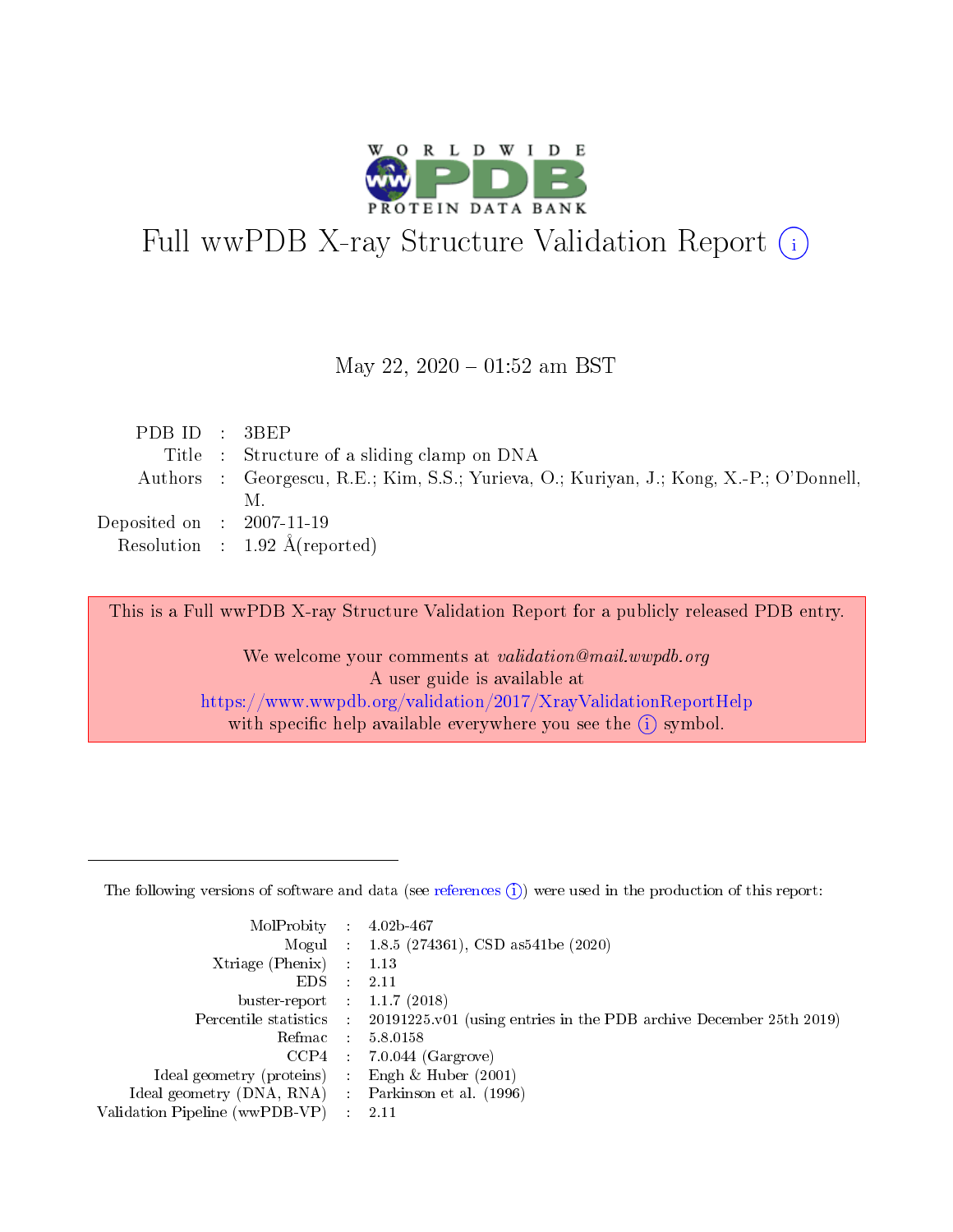# Full wwPDB X-ray Structure Validation Report (i)

May 22, 2020 – 01:52 am BST

| | | |
|---|---|---|
| PDB ID | : | 3BEP |
| Title | : | Structure of a sliding clamp on DNA |
| Authors | : | Georgescu, R.E.; Kim, S.S.; Yurieva, O.; Kuriyan, J.; Kong, X.-P.; O'Donnell, M. |
| Deposited on | : | 2007-11-19 |
| Resolution | : | 1.92 Å(reported) |

This is a Full wwPDB X-ray Structure Validation Report for a publicly released PDB entry.

We welcome your comments at *validation@mail.wwpdb.org*
A user guide is available at
https://www.wwpdb.org/validation/2017/XrayValidationReportHelp
with specific help available everywhere you see the (i) symbol.

---

The following versions of software and data (see references (i)) were used in the production of this report:

| | | |
|---|---|---|
| MolProbity | : | 4.02b-467 |
| Mogul | : | 1.8.5 (274361), CSD as541be (2020) |
| Xtriage (Phenix) | : | 1.13 |
| EDS | : | 2.11 |
| buster-report | : | 1.1.7 (2018) |
| Percentile statistics | : | 20191225.v01 (using entries in the PDB archive December 25th 2019) |
| Refmac | : | 5.8.0158 |
| CCP4 | : | 7.0.044 (Gargrove) |
| Ideal geometry (proteins) | : | Engh & Huber (2001) |
| Ideal geometry (DNA, RNA) | : | Parkinson et al. (1996) |
| Validation Pipeline (wwPDB-VP) | : | 2.11 |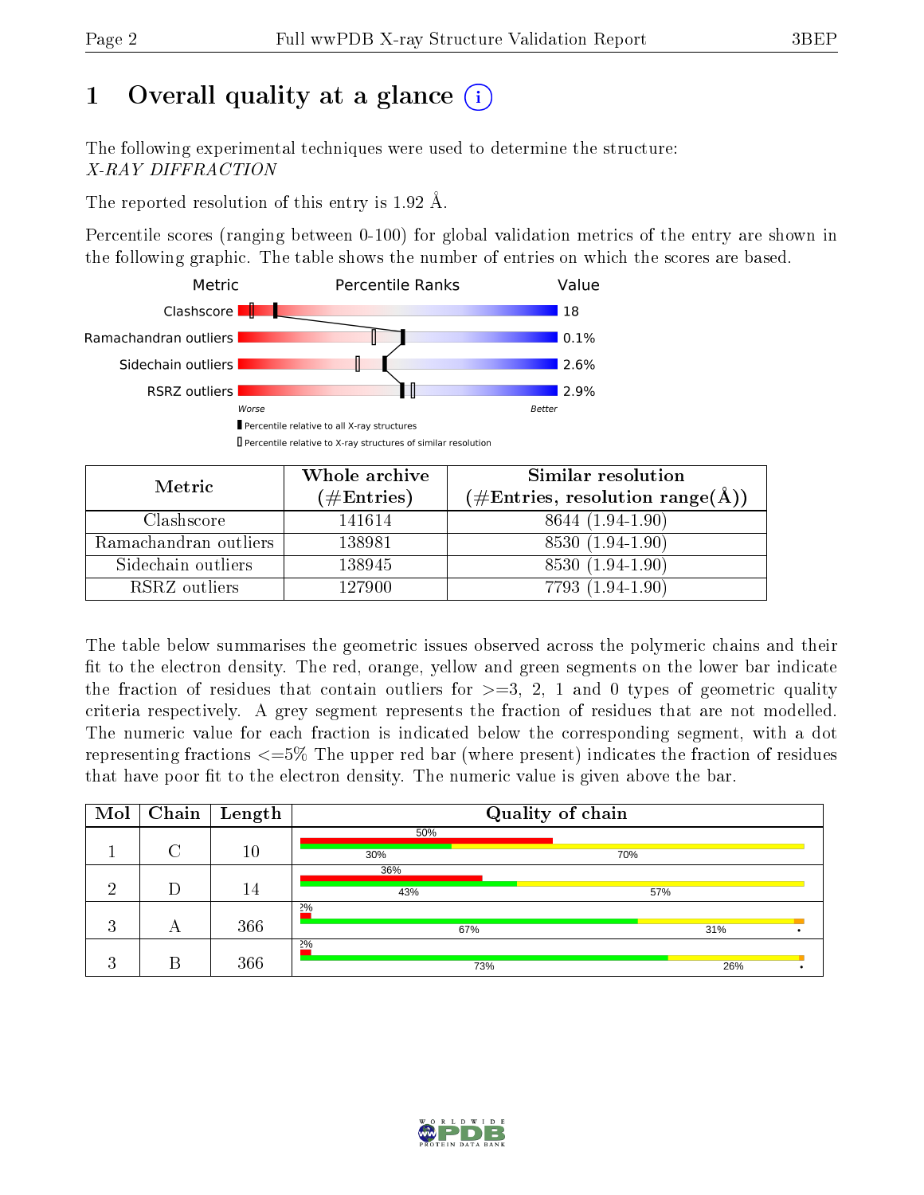# 1 Overall quality at a glance (i)

The following experimental techniques were used to determine the structure:
*X-RAY DIFFRACTION*

The reported resolution of this entry is 1.92 Å.

Percentile scores (ranging between 0-100) for global validation metrics of the entry are shown in the following graphic. The table shows the number of entries on which the scores are based.

| Metric | Percentile Ranks | Value |
|---|---|---|
| Clashscore | | 18 |
| Ramachandran outliers | | 0.1% |
| Sidechain outliers | | 2.6% |
| RSRZ outliers | | 2.9% |

Worse — Better

▮ Percentile relative to all X-ray structures
▯ Percentile relative to X-ray structures of similar resolution

| Metric | Whole archive (#Entries) | Similar resolution (#Entries, resolution range(Å)) |
|---|---|---|
| Clashscore | 141614 | 8644 (1.94-1.90) |
| Ramachandran outliers | 138981 | 8530 (1.94-1.90) |
| Sidechain outliers | 138945 | 8530 (1.94-1.90) |
| RSRZ outliers | 127900 | 7793 (1.94-1.90) |

The table below summarises the geometric issues observed across the polymeric chains and their fit to the electron density. The red, orange, yellow and green segments on the lower bar indicate the fraction of residues that contain outliers for >=3, 2, 1 and 0 types of geometric quality criteria respectively. A grey segment represents the fraction of residues that are not modelled. The numeric value for each fraction is indicated below the corresponding segment, with a dot representing fractions <=5% The upper red bar (where present) indicates the fraction of residues that have poor fit to the electron density. The numeric value is given above the bar.

| Mol | Chain | Length | Quality of chain |
|---|---|---|---|
| 1 | C | 10 | 50% (poor fit); 30% green, 70% yellow |
| 2 | D | 14 | 36% (poor fit); 43% green, 57% yellow |
| 3 | A | 366 | 2% (poor fit); 67% green, 31% yellow, • |
| 3 | B | 366 | 2% (poor fit); 73% green, 26% yellow, • |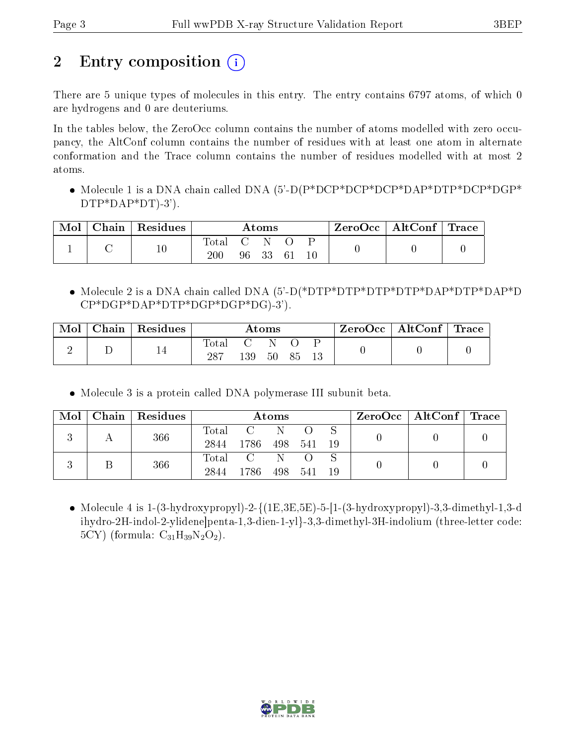# 2 Entry composition

There are 5 unique types of molecules in this entry. The entry contains 6797 atoms, of which 0 are hydrogens and 0 are deuteriums.

In the tables below, the ZeroOcc column contains the number of atoms modelled with zero occupancy, the AltConf column contains the number of residues with at least one atom in alternate conformation and the Trace column contains the number of residues modelled with at most 2 atoms.

- Molecule 1 is a DNA chain called DNA (5'-D(P*DCP*DCP*DCP*DAP*DTP*DCP*DGP*DTP*DAP*DT)-3').

| Mol | Chain | Residues | Atoms | | | | | ZeroOcc | AltConf | Trace |
|---|---|---|---|---|---|---|---|---|---|---|
| | | | Total | C | N | O | P | | | |
| 1 | C | 10 | 200 | 96 | 33 | 61 | 10 | 0 | 0 | 0 |

- Molecule 2 is a DNA chain called DNA (5'-D(*DTP*DTP*DTP*DTP*DAP*DTP*DAP*DCP*DGP*DAP*DTP*DGP*DGP*DG)-3').

| Mol | Chain | Residues | Atoms | | | | | ZeroOcc | AltConf | Trace |
|---|---|---|---|---|---|---|---|---|---|---|
| | | | Total | C | N | O | P | | | |
| 2 | D | 14 | 287 | 139 | 50 | 85 | 13 | 0 | 0 | 0 |

- Molecule 3 is a protein called DNA polymerase III subunit beta.

| Mol | Chain | Residues | Atoms | | | | | ZeroOcc | AltConf | Trace |
|---|---|---|---|---|---|---|---|---|---|---|
| | | | Total | C | N | O | S | | | |
| 3 | A | 366 | 2844 | 1786 | 498 | 541 | 19 | 0 | 0 | 0 |
| 3 | B | 366 | 2844 | 1786 | 498 | 541 | 19 | 0 | 0 | 0 |

- Molecule 4 is 1-(3-hydroxypropyl)-2-{(1E,3E,5E)-5-[1-(3-hydroxypropyl)-3,3-dimethyl-1,3-dihydro-2H-indol-2-ylidene]penta-1,3-dien-1-yl}-3,3-dimethyl-3H-indolium (three-letter code: 5CY) (formula: $C_{31}H_{39}N_2O_2$).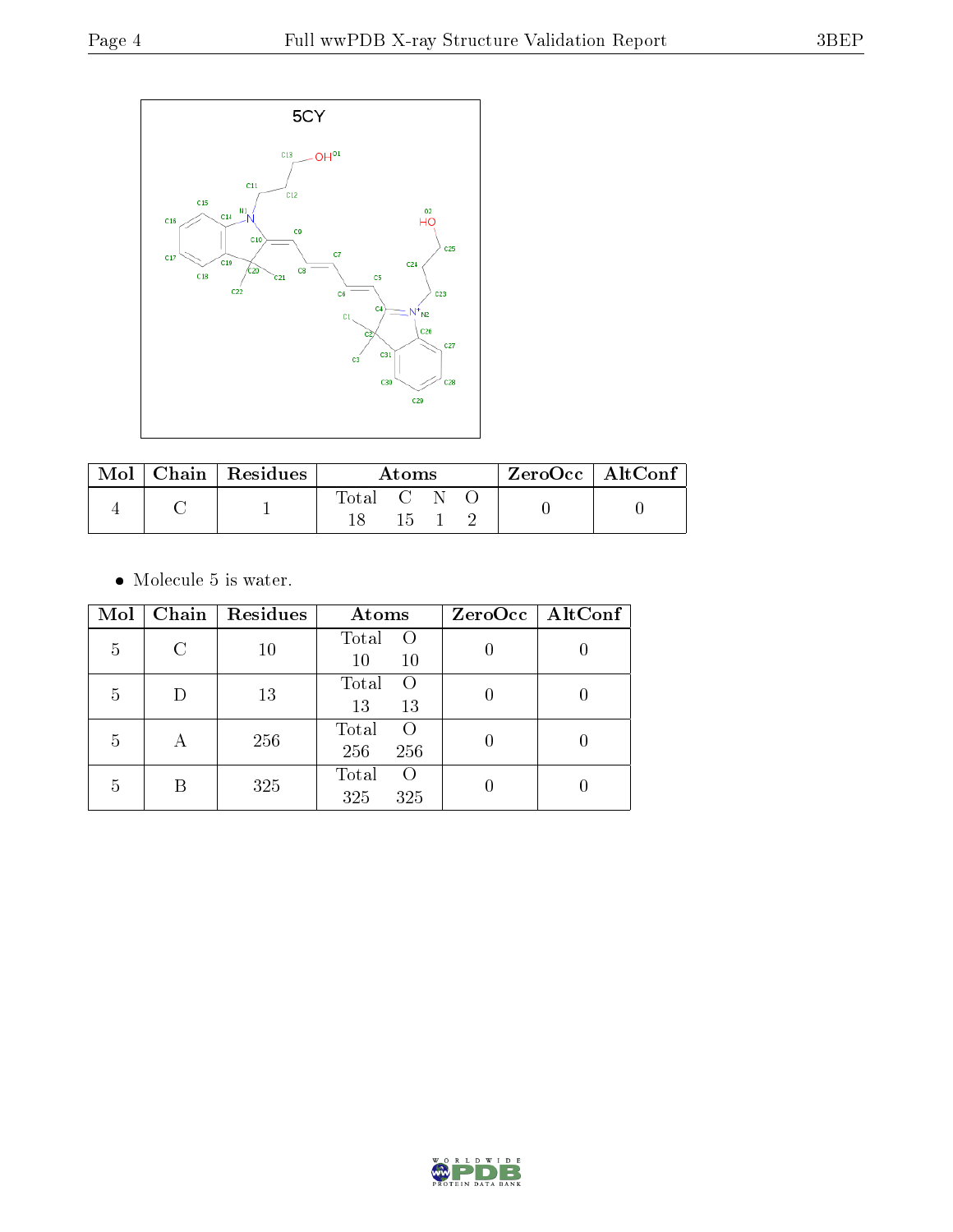5CY

| Mol | Chain | Residues | Atoms | | | | ZeroOcc | AltConf |
|---|---|---|---|---|---|---|---|---|
| | | | Total | C | N | O | | |
| 4 | C | 1 | 18 | 15 | 1 | 2 | 0 | 0 |

- Molecule 5 is water.

| Mol | Chain | Residues | Atoms | | ZeroOcc | AltConf |
|---|---|---|---|---|---|---|
| | | | Total | O | | |
| 5 | C | 10 | 10 | 10 | 0 | 0 |
| 5 | D | 13 | 13 | 13 | 0 | 0 |
| 5 | A | 256 | 256 | 256 | 0 | 0 |
| 5 | B | 325 | 325 | 325 | 0 | 0 |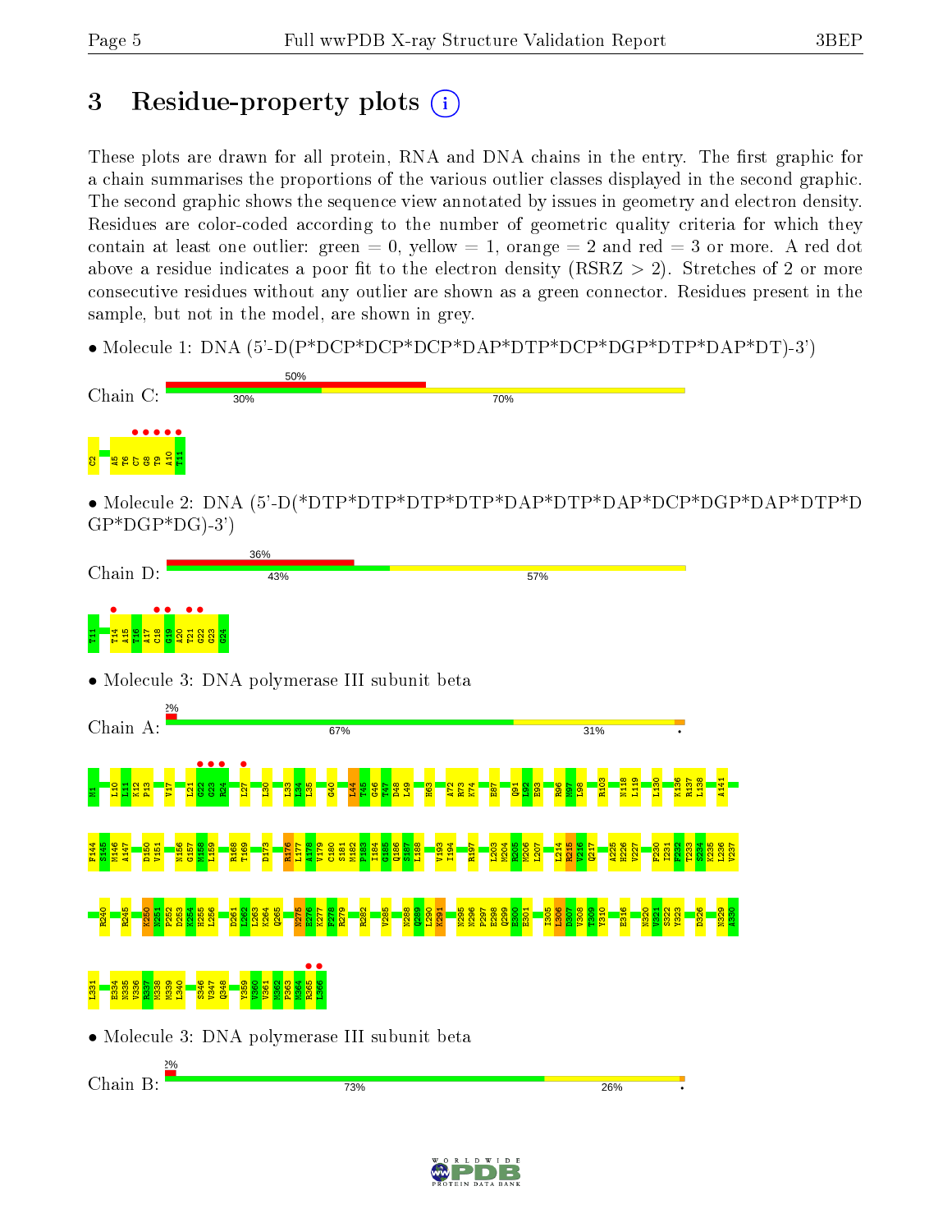# 3 Residue-property plots

These plots are drawn for all protein, RNA and DNA chains in the entry. The first graphic for a chain summarises the proportions of the various outlier classes displayed in the second graphic. The second graphic shows the sequence view annotated by issues in geometry and electron density. Residues are color-coded according to the number of geometric quality criteria for which they contain at least one outlier: green = 0, yellow = 1, orange = 2 and red = 3 or more. A red dot above a residue indicates a poor fit to the electron density (RSRZ > 2). Stretches of 2 or more consecutive residues without any outlier are shown as a green connector. Residues present in the sample, but not in the model, are shown in grey.

- Molecule 1: DNA (5'-D(P*DCP*DCP*DCP*DAP*DTP*DCP*DGP*DTP*DAP*DT)-3')

Chain C: 50% | 30% | 70%

C2 A5 T6 C7 G8 T9 A10 T11

- Molecule 2: DNA (5'-D(*DTP*DTP*DTP*DTP*DAP*DTP*DAP*DCP*DGP*DAP*DTP*DGP*DGP*DG)-3')

Chain D: 36% | 43% | 57%

T11 T14 A15 T16 A17 C18 G19 A20 T21 G22 G23 G24

- Molecule 3: DNA polymerase III subunit beta

Chain A: 2% | 67% | 31%

M1 L10 L11 K12 P13 V17 L21 G22 G23 R24 L27 L30 L33 L34 L35 G40 L44 T45 G46 T47 D48 L49 H63 A72 R73 K74 E87 Q91 L92 E93 R96 M97 L98 R103 N118 L119 L130 K136 R137 L138 A141 F144 S145 M146 A147 D150 V151 N156 G157 M158 L159 R168 T169 D173 R176 L177 A178 V179 C180 S181 M182 P183 I184 G185 Q186 S187 L188 V193 I194 R197 L203 M204 R205 N206 L207 L214 R215 V216 Q217 A225 H226 V227 F230 I231 F232 T233 S234 K235 L236 V237 R240 R245 K250 N251 P252 D253 K254 H255 L256 D261 L262 L263 K264 Q265 N275 E276 K277 F278 R279 R282 V285 N288 Q289 L290 K291 N295 N296 P297 E298 Q299 E300 E301 I305 L306 D307 V308 T309 Y310 E316 N320 V321 S322 Y323 D326 N329 A330 L331 E334 N335 V336 R337 M338 M339 L340 S346 V347 Q348 Y359 V360 V361 M362 P363 M364 R365 L366

- Molecule 3: DNA polymerase III subunit beta

Chain B: 2% | 73% | 26%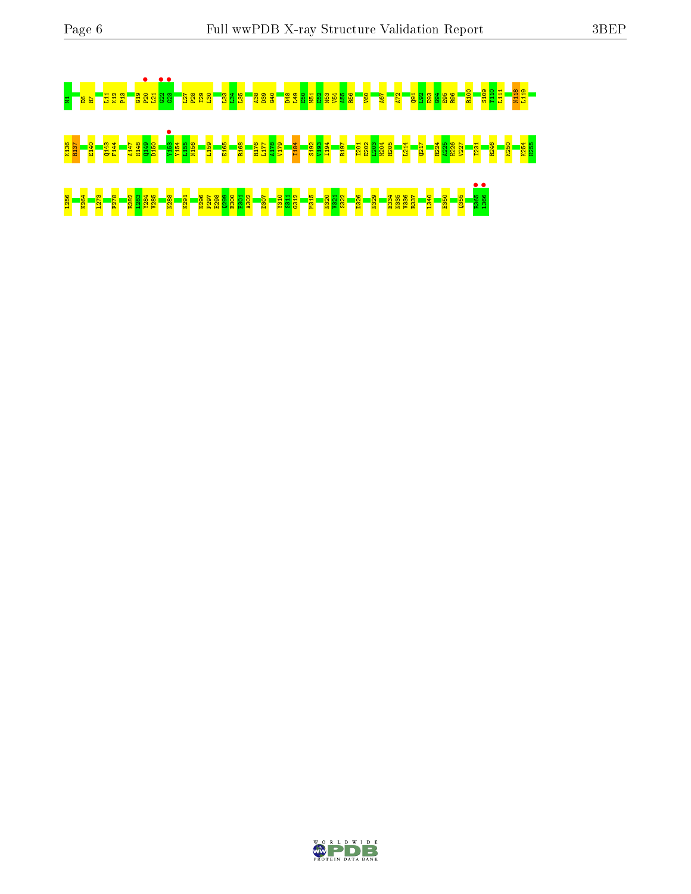M1 E6 R7 L11 K12 P13 G19 P20 L21 G22 G23 L27 P28 I29 L30 L33 L34 L35 A38 D39 G40 D48 L49 E50 M51 E52 M53 V54 A55 R56 V60 A67 A72 Q91 L92 E93 G94 E95 R96 R100 S109 T110 L111 N118 L119

K136 R137 E140 Q143 F144 A147 H148 Q149 D150 Y153 Y154 L155 N156 I159 E165 R168 R176 L177 A178 V179 I184 S192 V193 I194 R197 I201 E202 L203 M204 R205 L214 Q217 R224 A225 H226 V227 I231 R246 K250 K254 H255

L256 K264 L273 F278 R282 L283 Y284 V285 N288 K291 N296 P297 E298 Q299 E300 E301 A302 D307 Y310 S311 G312 M315 N320 V321 S322 D326 N329 E334 N335 V336 R337 L340 E350 Q355 R365 L366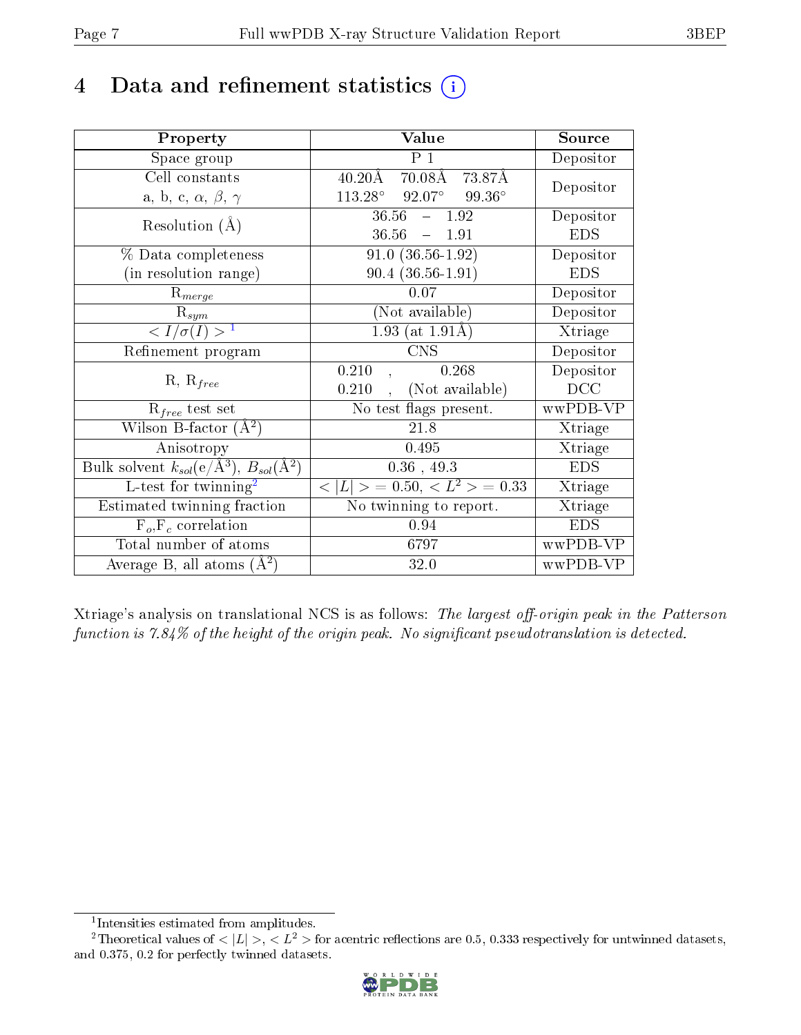# 4 Data and refinement statistics (i)

| Property | Value | Source |
|---|---|---|
| Space group | P 1 | Depositor |
| Cell constants<br>a, b, c, $\alpha$, $\beta$, $\gamma$ | 40.20Å 70.08Å 73.87Å<br>113.28° 92.07° 99.36° | Depositor |
| Resolution (Å) | 36.56 – 1.92<br>36.56 – 1.91 | Depositor<br>EDS |
| % Data completeness<br>(in resolution range) | 91.0 (36.56-1.92)<br>90.4 (36.56-1.91) | Depositor<br>EDS |
| $R_{merge}$ | 0.07 | Depositor |
| $R_{sym}$ | (Not available) | Depositor |
| $< I/\sigma(I) >$ [1] | 1.93 (at 1.91Å) | Xtriage |
| Refinement program | CNS | Depositor |
| R, $R_{free}$ | 0.210 , 0.268<br>0.210 , (Not available) | Depositor<br>DCC |
| $R_{free}$ test set | No test flags present. | wwPDB-VP |
| Wilson B-factor (Å$^2$) | 21.8 | Xtriage |
| Anisotropy | 0.495 | Xtriage |
| Bulk solvent $k_{sol}$(e/Å$^3$), $B_{sol}$(Å$^2$) | 0.36 , 49.3 | EDS |
| L-test for twinning[2] | $< \|L\| >$ = 0.50, $< L^2 >$ = 0.33 | Xtriage |
| Estimated twinning fraction | No twinning to report. | Xtriage |
| $F_o$,$F_c$ correlation | 0.94 | EDS |
| Total number of atoms | 6797 | wwPDB-VP |
| Average B, all atoms (Å$^2$) | 32.0 | wwPDB-VP |

Xtriage's analysis on translational NCS is as follows: *The largest off-origin peak in the Patterson function is 7.84% of the height of the origin peak. No significant pseudotranslation is detected.*

[1] Intensities estimated from amplitudes.

[2] Theoretical values of $< |L| >$, $< L^2 >$ for acentric reflections are 0.5, 0.333 respectively for untwinned datasets, and 0.375, 0.2 for perfectly twinned datasets.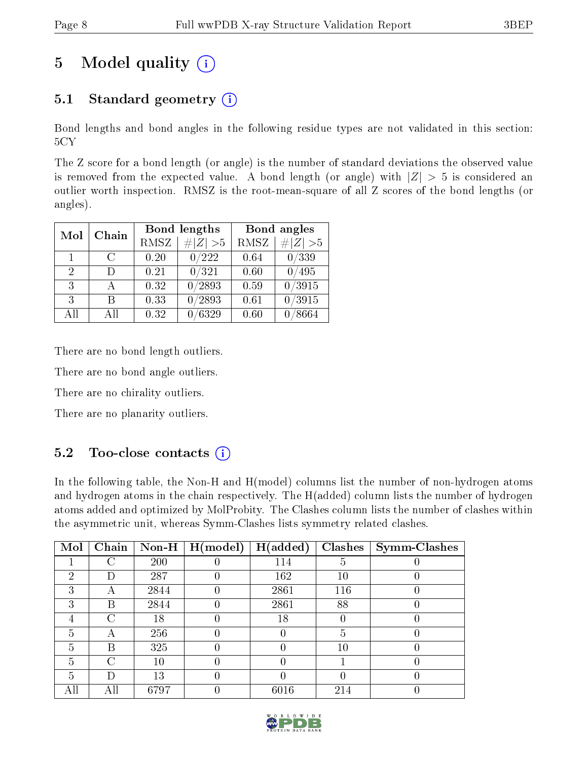# 5 Model quality (i)

## 5.1 Standard geometry (i)

Bond lengths and bond angles in the following residue types are not validated in this section: 5CY

The Z score for a bond length (or angle) is the number of standard deviations the observed value is removed from the expected value. A bond length (or angle) with $|Z| > 5$ is considered an outlier worth inspection. RMSZ is the root-mean-square of all Z scores of the bond lengths (or angles).

| Mol | Chain | Bond lengths | | Bond angles | |
|---|---|---|---|---|---|
| | | RMSZ | $\#\|Z\| > 5$ | RMSZ | $\#\|Z\| > 5$ |
| 1 | C | 0.20 | 0/222 | 0.64 | 0/339 |
| 2 | D | 0.21 | 0/321 | 0.60 | 0/495 |
| 3 | A | 0.32 | 0/2893 | 0.59 | 0/3915 |
| 3 | B | 0.33 | 0/2893 | 0.61 | 0/3915 |
| All | All | 0.32 | 0/6329 | 0.60 | 0/8664 |

There are no bond length outliers.

There are no bond angle outliers.

There are no chirality outliers.

There are no planarity outliers.

## 5.2 Too-close contacts (i)

In the following table, the Non-H and H(model) columns list the number of non-hydrogen atoms and hydrogen atoms in the chain respectively. The H(added) column lists the number of hydrogen atoms added and optimized by MolProbity. The Clashes column lists the number of clashes within the asymmetric unit, whereas Symm-Clashes lists symmetry related clashes.

| Mol | Chain | Non-H | H(model) | H(added) | Clashes | Symm-Clashes |
|---|---|---|---|---|---|---|
| 1 | C | 200 | 0 | 114 | 5 | 0 |
| 2 | D | 287 | 0 | 162 | 10 | 0 |
| 3 | A | 2844 | 0 | 2861 | 116 | 0 |
| 3 | B | 2844 | 0 | 2861 | 88 | 0 |
| 4 | C | 18 | 0 | 18 | 0 | 0 |
| 5 | A | 256 | 0 | 0 | 5 | 0 |
| 5 | B | 325 | 0 | 0 | 10 | 0 |
| 5 | C | 10 | 0 | 0 | 1 | 0 |
| 5 | D | 13 | 0 | 0 | 0 | 0 |
| All | All | 6797 | 0 | 6016 | 214 | 0 |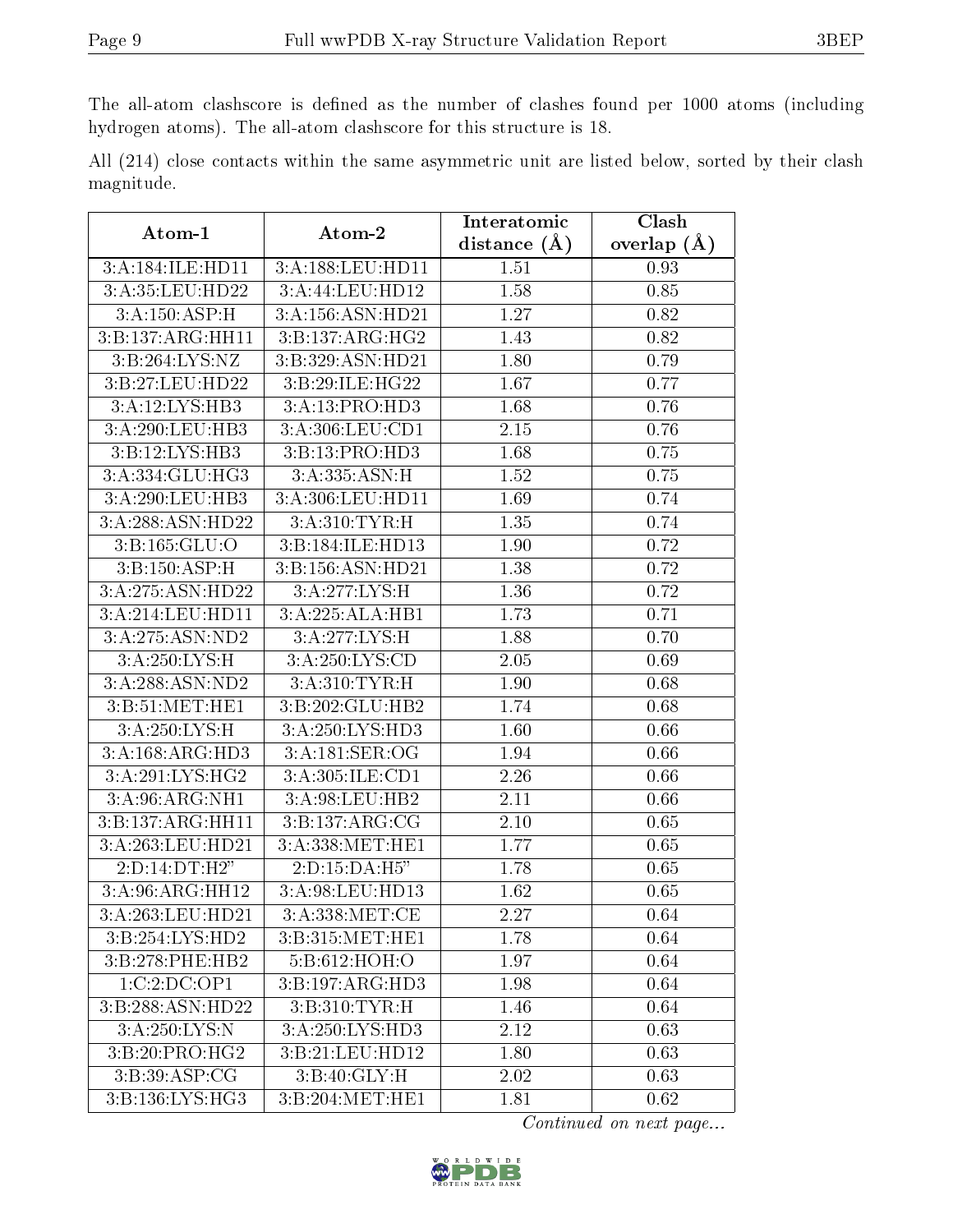The all-atom clashscore is defined as the number of clashes found per 1000 atoms (including hydrogen atoms). The all-atom clashscore for this structure is 18.

All (214) close contacts within the same asymmetric unit are listed below, sorted by their clash magnitude.

| Atom-1 | Atom-2 | Interatomic distance (Å) | Clash overlap (Å) |
|---|---|---|---|
| 3:A:184:ILE:HD11 | 3:A:188:LEU:HD11 | 1.51 | 0.93 |
| 3:A:35:LEU:HD22 | 3:A:44:LEU:HD12 | 1.58 | 0.85 |
| 3:A:150:ASP:H | 3:A:156:ASN:HD21 | 1.27 | 0.82 |
| 3:B:137:ARG:HH11 | 3:B:137:ARG:HG2 | 1.43 | 0.82 |
| 3:B:264:LYS:NZ | 3:B:329:ASN:HD21 | 1.80 | 0.79 |
| 3:B:27:LEU:HD22 | 3:B:29:ILE:HG22 | 1.67 | 0.77 |
| 3:A:12:LYS:HB3 | 3:A:13:PRO:HD3 | 1.68 | 0.76 |
| 3:A:290:LEU:HB3 | 3:A:306:LEU:CD1 | 2.15 | 0.76 |
| 3:B:12:LYS:HB3 | 3:B:13:PRO:HD3 | 1.68 | 0.75 |
| 3:A:334:GLU:HG3 | 3:A:335:ASN:H | 1.52 | 0.75 |
| 3:A:290:LEU:HB3 | 3:A:306:LEU:HD11 | 1.69 | 0.74 |
| 3:A:288:ASN:HD22 | 3:A:310:TYR:H | 1.35 | 0.74 |
| 3:B:165:GLU:O | 3:B:184:ILE:HD13 | 1.90 | 0.72 |
| 3:B:150:ASP:H | 3:B:156:ASN:HD21 | 1.38 | 0.72 |
| 3:A:275:ASN:HD22 | 3:A:277:LYS:H | 1.36 | 0.72 |
| 3:A:214:LEU:HD11 | 3:A:225:ALA:HB1 | 1.73 | 0.71 |
| 3:A:275:ASN:ND2 | 3:A:277:LYS:H | 1.88 | 0.70 |
| 3:A:250:LYS:H | 3:A:250:LYS:CD | 2.05 | 0.69 |
| 3:A:288:ASN:ND2 | 3:A:310:TYR:H | 1.90 | 0.68 |
| 3:B:51:MET:HE1 | 3:B:202:GLU:HB2 | 1.74 | 0.68 |
| 3:A:250:LYS:H | 3:A:250:LYS:HD3 | 1.60 | 0.66 |
| 3:A:168:ARG:HD3 | 3:A:181:SER:OG | 1.94 | 0.66 |
| 3:A:291:LYS:HG2 | 3:A:305:ILE:CD1 | 2.26 | 0.66 |
| 3:A:96:ARG:NH1 | 3:A:98:LEU:HB2 | 2.11 | 0.66 |
| 3:B:137:ARG:HH11 | 3:B:137:ARG:CG | 2.10 | 0.65 |
| 3:A:263:LEU:HD21 | 3:A:338:MET:HE1 | 1.77 | 0.65 |
| 2:D:14:DT:H2" | 2:D:15:DA:H5" | 1.78 | 0.65 |
| 3:A:96:ARG:HH12 | 3:A:98:LEU:HD13 | 1.62 | 0.65 |
| 3:A:263:LEU:HD21 | 3:A:338:MET:CE | 2.27 | 0.64 |
| 3:B:254:LYS:HD2 | 3:B:315:MET:HE1 | 1.78 | 0.64 |
| 3:B:278:PHE:HB2 | 5:B:612:HOH:O | 1.97 | 0.64 |
| 1:C:2:DC:OP1 | 3:B:197:ARG:HD3 | 1.98 | 0.64 |
| 3:B:288:ASN:HD22 | 3:B:310:TYR:H | 1.46 | 0.64 |
| 3:A:250:LYS:N | 3:A:250:LYS:HD3 | 2.12 | 0.63 |
| 3:B:20:PRO:HG2 | 3:B:21:LEU:HD12 | 1.80 | 0.63 |
| 3:B:39:ASP:CG | 3:B:40:GLY:H | 2.02 | 0.63 |
| 3:B:136:LYS:HG3 | 3:B:204:MET:HE1 | 1.81 | 0.62 |

*Continued on next page...*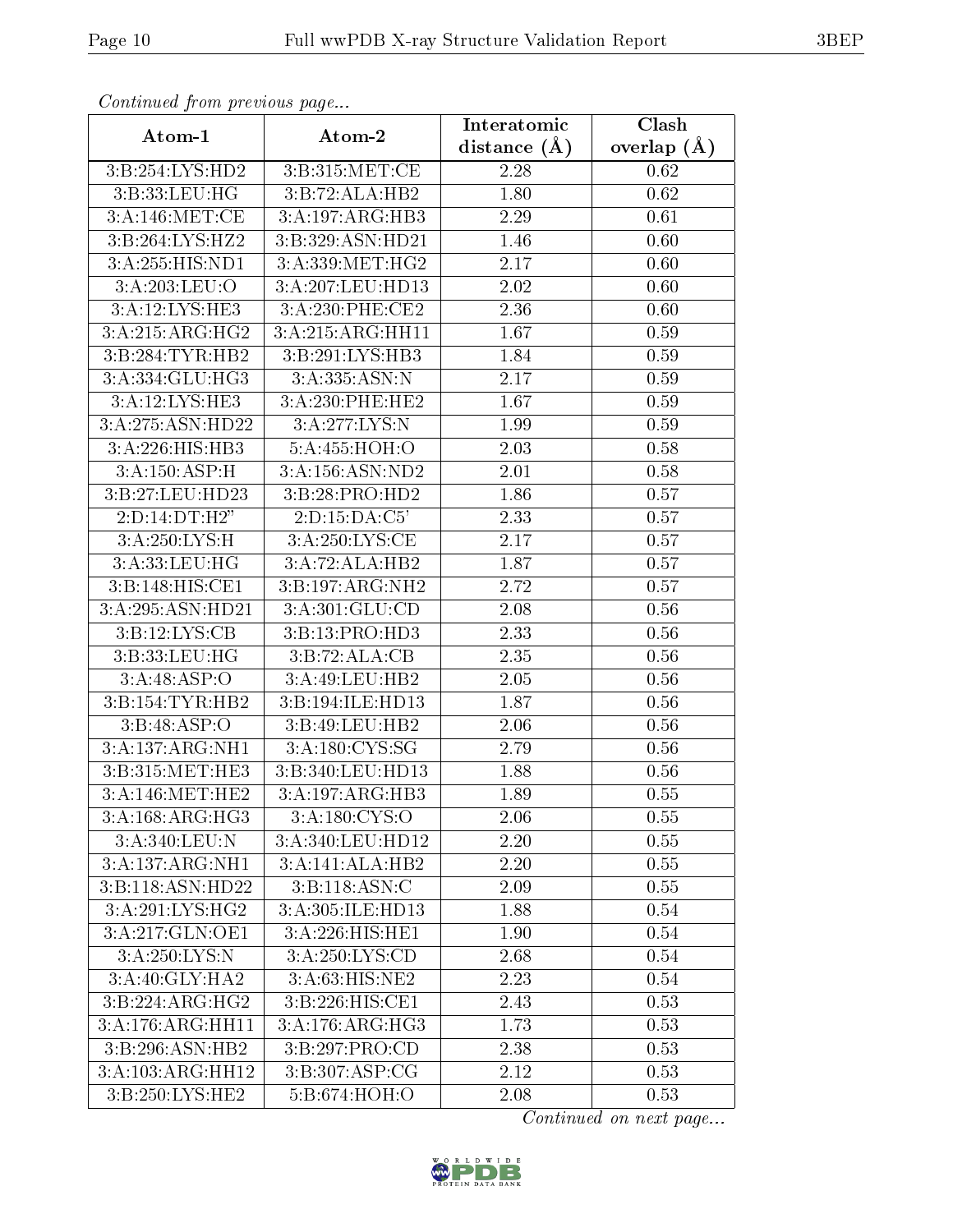*Continued from previous page...*

| Atom-1 | Atom-2 | Interatomic distance (Å) | Clash overlap (Å) |
|---|---|---|---|
| 3:B:254:LYS:HD2 | 3:B:315:MET:CE | 2.28 | 0.62 |
| 3:B:33:LEU:HG | 3:B:72:ALA:HB2 | 1.80 | 0.62 |
| 3:A:146:MET:CE | 3:A:197:ARG:HB3 | 2.29 | 0.61 |
| 3:B:264:LYS:HZ2 | 3:B:329:ASN:HD21 | 1.46 | 0.60 |
| 3:A:255:HIS:ND1 | 3:A:339:MET:HG2 | 2.17 | 0.60 |
| 3:A:203:LEU:O | 3:A:207:LEU:HD13 | 2.02 | 0.60 |
| 3:A:12:LYS:HE3 | 3:A:230:PHE:CE2 | 2.36 | 0.60 |
| 3:A:215:ARG:HG2 | 3:A:215:ARG:HH11 | 1.67 | 0.59 |
| 3:B:284:TYR:HB2 | 3:B:291:LYS:HB3 | 1.84 | 0.59 |
| 3:A:334:GLU:HG3 | 3:A:335:ASN:N | 2.17 | 0.59 |
| 3:A:12:LYS:HE3 | 3:A:230:PHE:HE2 | 1.67 | 0.59 |
| 3:A:275:ASN:HD22 | 3:A:277:LYS:N | 1.99 | 0.59 |
| 3:A:226:HIS:HB3 | 5:A:455:HOH:O | 2.03 | 0.58 |
| 3:A:150:ASP:H | 3:A:156:ASN:ND2 | 2.01 | 0.58 |
| 3:B:27:LEU:HD23 | 3:B:28:PRO:HD2 | 1.86 | 0.57 |
| 2:D:14:DT:H2" | 2:D:15:DA:C5' | 2.33 | 0.57 |
| 3:A:250:LYS:H | 3:A:250:LYS:CE | 2.17 | 0.57 |
| 3:A:33:LEU:HG | 3:A:72:ALA:HB2 | 1.87 | 0.57 |
| 3:B:148:HIS:CE1 | 3:B:197:ARG:NH2 | 2.72 | 0.57 |
| 3:A:295:ASN:HD21 | 3:A:301:GLU:CD | 2.08 | 0.56 |
| 3:B:12:LYS:CB | 3:B:13:PRO:HD3 | 2.33 | 0.56 |
| 3:B:33:LEU:HG | 3:B:72:ALA:CB | 2.35 | 0.56 |
| 3:A:48:ASP:O | 3:A:49:LEU:HB2 | 2.05 | 0.56 |
| 3:B:154:TYR:HB2 | 3:B:194:ILE:HD13 | 1.87 | 0.56 |
| 3:B:48:ASP:O | 3:B:49:LEU:HB2 | 2.06 | 0.56 |
| 3:A:137:ARG:NH1 | 3:A:180:CYS:SG | 2.79 | 0.56 |
| 3:B:315:MET:HE3 | 3:B:340:LEU:HD13 | 1.88 | 0.56 |
| 3:A:146:MET:HE2 | 3:A:197:ARG:HB3 | 1.89 | 0.55 |
| 3:A:168:ARG:HG3 | 3:A:180:CYS:O | 2.06 | 0.55 |
| 3:A:340:LEU:N | 3:A:340:LEU:HD12 | 2.20 | 0.55 |
| 3:A:137:ARG:NH1 | 3:A:141:ALA:HB2 | 2.20 | 0.55 |
| 3:B:118:ASN:HD22 | 3:B:118:ASN:C | 2.09 | 0.55 |
| 3:A:291:LYS:HG2 | 3:A:305:ILE:HD13 | 1.88 | 0.54 |
| 3:A:217:GLN:OE1 | 3:A:226:HIS:HE1 | 1.90 | 0.54 |
| 3:A:250:LYS:N | 3:A:250:LYS:CD | 2.68 | 0.54 |
| 3:A:40:GLY:HA2 | 3:A:63:HIS:NE2 | 2.23 | 0.54 |
| 3:B:224:ARG:HG2 | 3:B:226:HIS:CE1 | 2.43 | 0.53 |
| 3:A:176:ARG:HH11 | 3:A:176:ARG:HG3 | 1.73 | 0.53 |
| 3:B:296:ASN:HB2 | 3:B:297:PRO:CD | 2.38 | 0.53 |
| 3:A:103:ARG:HH12 | 3:B:307:ASP:CG | 2.12 | 0.53 |
| 3:B:250:LYS:HE2 | 5:B:674:HOH:O | 2.08 | 0.53 |

*Continued on next page...*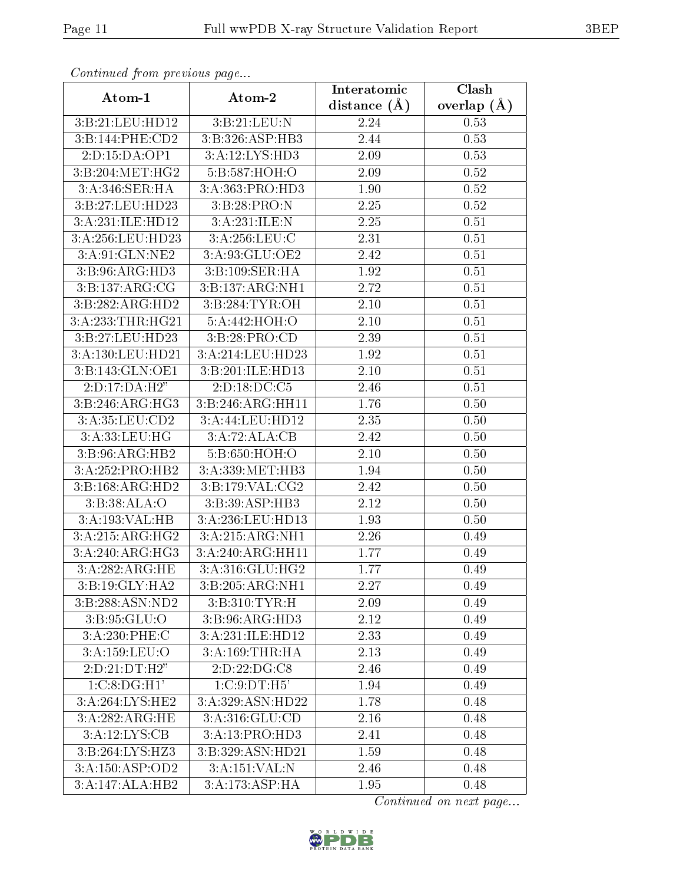*Continued from previous page...*

| Atom-1 | Atom-2 | Interatomic distance (Å) | Clash overlap (Å) |
|---|---|---|---|
| 3:B:21:LEU:HD12 | 3:B:21:LEU:N | 2.24 | 0.53 |
| 3:B:144:PHE:CD2 | 3:B:326:ASP:HB3 | 2.44 | 0.53 |
| 2:D:15:DA:OP1 | 3:A:12:LYS:HD3 | 2.09 | 0.53 |
| 3:B:204:MET:HG2 | 5:B:587:HOH:O | 2.09 | 0.52 |
| 3:A:346:SER:HA | 3:A:363:PRO:HD3 | 1.90 | 0.52 |
| 3:B:27:LEU:HD23 | 3:B:28:PRO:N | 2.25 | 0.52 |
| 3:A:231:ILE:HD12 | 3:A:231:ILE:N | 2.25 | 0.51 |
| 3:A:256:LEU:HD23 | 3:A:256:LEU:C | 2.31 | 0.51 |
| 3:A:91:GLN:NE2 | 3:A:93:GLU:OE2 | 2.42 | 0.51 |
| 3:B:96:ARG:HD3 | 3:B:109:SER:HA | 1.92 | 0.51 |
| 3:B:137:ARG:CG | 3:B:137:ARG:NH1 | 2.72 | 0.51 |
| 3:B:282:ARG:HD2 | 3:B:284:TYR:OH | 2.10 | 0.51 |
| 3:A:233:THR:HG21 | 5:A:442:HOH:O | 2.10 | 0.51 |
| 3:B:27:LEU:HD23 | 3:B:28:PRO:CD | 2.39 | 0.51 |
| 3:A:130:LEU:HD21 | 3:A:214:LEU:HD23 | 1.92 | 0.51 |
| 3:B:143:GLN:OE1 | 3:B:201:ILE:HD13 | 2.10 | 0.51 |
| 2:D:17:DA:H2" | 2:D:18:DC:C5 | 2.46 | 0.51 |
| 3:B:246:ARG:HG3 | 3:B:246:ARG:HH11 | 1.76 | 0.50 |
| 3:A:35:LEU:CD2 | 3:A:44:LEU:HD12 | 2.35 | 0.50 |
| 3:A:33:LEU:HG | 3:A:72:ALA:CB | 2.42 | 0.50 |
| 3:B:96:ARG:HB2 | 5:B:650:HOH:O | 2.10 | 0.50 |
| 3:A:252:PRO:HB2 | 3:A:339:MET:HB3 | 1.94 | 0.50 |
| 3:B:168:ARG:HD2 | 3:B:179:VAL:CG2 | 2.42 | 0.50 |
| 3:B:38:ALA:O | 3:B:39:ASP:HB3 | 2.12 | 0.50 |
| 3:A:193:VAL:HB | 3:A:236:LEU:HD13 | 1.93 | 0.50 |
| 3:A:215:ARG:HG2 | 3:A:215:ARG:NH1 | 2.26 | 0.49 |
| 3:A:240:ARG:HG3 | 3:A:240:ARG:HH11 | 1.77 | 0.49 |
| 3:A:282:ARG:HE | 3:A:316:GLU:HG2 | 1.77 | 0.49 |
| 3:B:19:GLY:HA2 | 3:B:205:ARG:NH1 | 2.27 | 0.49 |
| 3:B:288:ASN:ND2 | 3:B:310:TYR:H | 2.09 | 0.49 |
| 3:B:95:GLU:O | 3:B:96:ARG:HD3 | 2.12 | 0.49 |
| 3:A:230:PHE:C | 3:A:231:ILE:HD12 | 2.33 | 0.49 |
| 3:A:159:LEU:O | 3:A:169:THR:HA | 2.13 | 0.49 |
| 2:D:21:DT:H2" | 2:D:22:DG:C8 | 2.46 | 0.49 |
| 1:C:8:DG:H1' | 1:C:9:DT:H5' | 1.94 | 0.49 |
| 3:A:264:LYS:HE2 | 3:A:329:ASN:HD22 | 1.78 | 0.48 |
| 3:A:282:ARG:HE | 3:A:316:GLU:CD | 2.16 | 0.48 |
| 3:A:12:LYS:CB | 3:A:13:PRO:HD3 | 2.41 | 0.48 |
| 3:B:264:LYS:HZ3 | 3:B:329:ASN:HD21 | 1.59 | 0.48 |
| 3:A:150:ASP:OD2 | 3:A:151:VAL:N | 2.46 | 0.48 |
| 3:A:147:ALA:HB2 | 3:A:173:ASP:HA | 1.95 | 0.48 |

*Continued on next page...*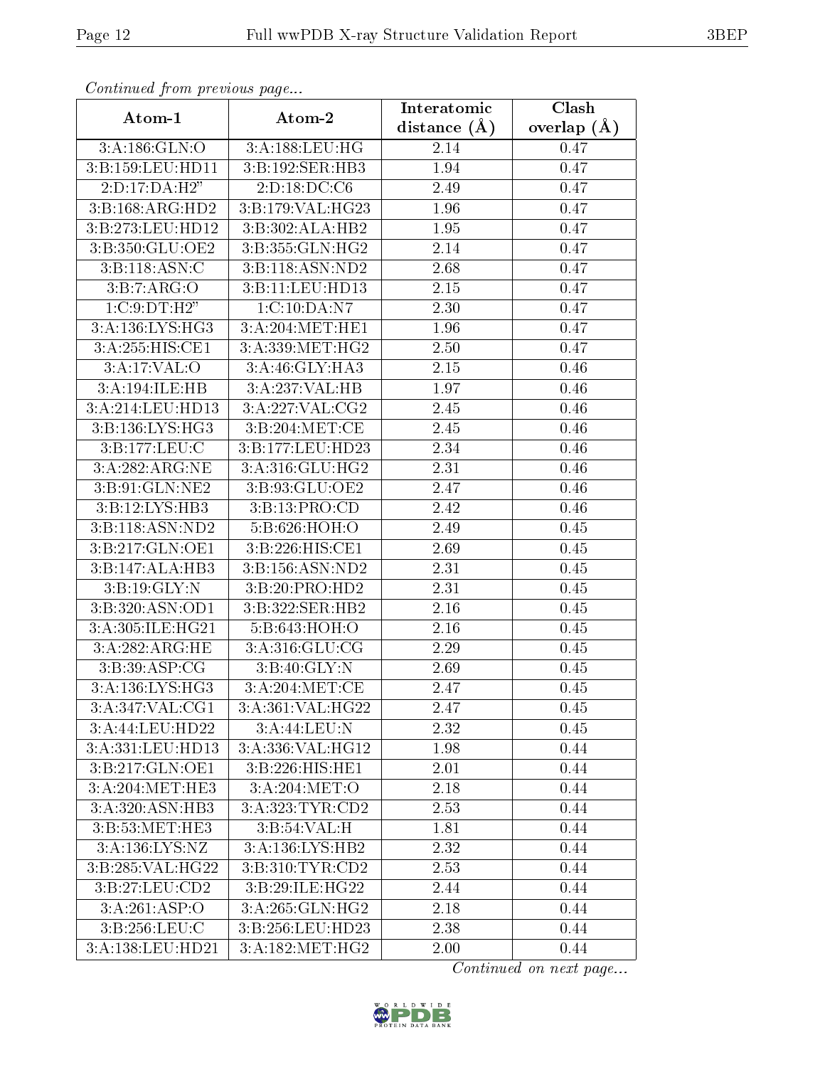*Continued from previous page...*

| Atom-1 | Atom-2 | Interatomic distance (Å) | Clash overlap (Å) |
|---|---|---|---|
| 3:A:186:GLN:O | 3:A:188:LEU:HG | 2.14 | 0.47 |
| 3:B:159:LEU:HD11 | 3:B:192:SER:HB3 | 1.94 | 0.47 |
| 2:D:17:DA:H2" | 2:D:18:DC:C6 | 2.49 | 0.47 |
| 3:B:168:ARG:HD2 | 3:B:179:VAL:HG23 | 1.96 | 0.47 |
| 3:B:273:LEU:HD12 | 3:B:302:ALA:HB2 | 1.95 | 0.47 |
| 3:B:350:GLU:OE2 | 3:B:355:GLN:HG2 | 2.14 | 0.47 |
| 3:B:118:ASN:C | 3:B:118:ASN:ND2 | 2.68 | 0.47 |
| 3:B:7:ARG:O | 3:B:11:LEU:HD13 | 2.15 | 0.47 |
| 1:C:9:DT:H2" | 1:C:10:DA:N7 | 2.30 | 0.47 |
| 3:A:136:LYS:HG3 | 3:A:204:MET:HE1 | 1.96 | 0.47 |
| 3:A:255:HIS:CE1 | 3:A:339:MET:HG2 | 2.50 | 0.47 |
| 3:A:17:VAL:O | 3:A:46:GLY:HA3 | 2.15 | 0.46 |
| 3:A:194:ILE:HB | 3:A:237:VAL:HB | 1.97 | 0.46 |
| 3:A:214:LEU:HD13 | 3:A:227:VAL:CG2 | 2.45 | 0.46 |
| 3:B:136:LYS:HG3 | 3:B:204:MET:CE | 2.45 | 0.46 |
| 3:B:177:LEU:C | 3:B:177:LEU:HD23 | 2.34 | 0.46 |
| 3:A:282:ARG:NE | 3:A:316:GLU:HG2 | 2.31 | 0.46 |
| 3:B:91:GLN:NE2 | 3:B:93:GLU:OE2 | 2.47 | 0.46 |
| 3:B:12:LYS:HB3 | 3:B:13:PRO:CD | 2.42 | 0.46 |
| 3:B:118:ASN:ND2 | 5:B:626:HOH:O | 2.49 | 0.45 |
| 3:B:217:GLN:OE1 | 3:B:226:HIS:CE1 | 2.69 | 0.45 |
| 3:B:147:ALA:HB3 | 3:B:156:ASN:ND2 | 2.31 | 0.45 |
| 3:B:19:GLY:N | 3:B:20:PRO:HD2 | 2.31 | 0.45 |
| 3:B:320:ASN:OD1 | 3:B:322:SER:HB2 | 2.16 | 0.45 |
| 3:A:305:ILE:HG21 | 5:B:643:HOH:O | 2.16 | 0.45 |
| 3:A:282:ARG:HE | 3:A:316:GLU:CG | 2.29 | 0.45 |
| 3:B:39:ASP:CG | 3:B:40:GLY:N | 2.69 | 0.45 |
| 3:A:136:LYS:HG3 | 3:A:204:MET:CE | 2.47 | 0.45 |
| 3:A:347:VAL:CG1 | 3:A:361:VAL:HG22 | 2.47 | 0.45 |
| 3:A:44:LEU:HD22 | 3:A:44:LEU:N | 2.32 | 0.45 |
| 3:A:331:LEU:HD13 | 3:A:336:VAL:HG12 | 1.98 | 0.44 |
| 3:B:217:GLN:OE1 | 3:B:226:HIS:HE1 | 2.01 | 0.44 |
| 3:A:204:MET:HE3 | 3:A:204:MET:O | 2.18 | 0.44 |
| 3:A:320:ASN:HB3 | 3:A:323:TYR:CD2 | 2.53 | 0.44 |
| 3:B:53:MET:HE3 | 3:B:54:VAL:H | 1.81 | 0.44 |
| 3:A:136:LYS:NZ | 3:A:136:LYS:HB2 | 2.32 | 0.44 |
| 3:B:285:VAL:HG22 | 3:B:310:TYR:CD2 | 2.53 | 0.44 |
| 3:B:27:LEU:CD2 | 3:B:29:ILE:HG22 | 2.44 | 0.44 |
| 3:A:261:ASP:O | 3:A:265:GLN:HG2 | 2.18 | 0.44 |
| 3:B:256:LEU:C | 3:B:256:LEU:HD23 | 2.38 | 0.44 |
| 3:A:138:LEU:HD21 | 3:A:182:MET:HG2 | 2.00 | 0.44 |

*Continued on next page...*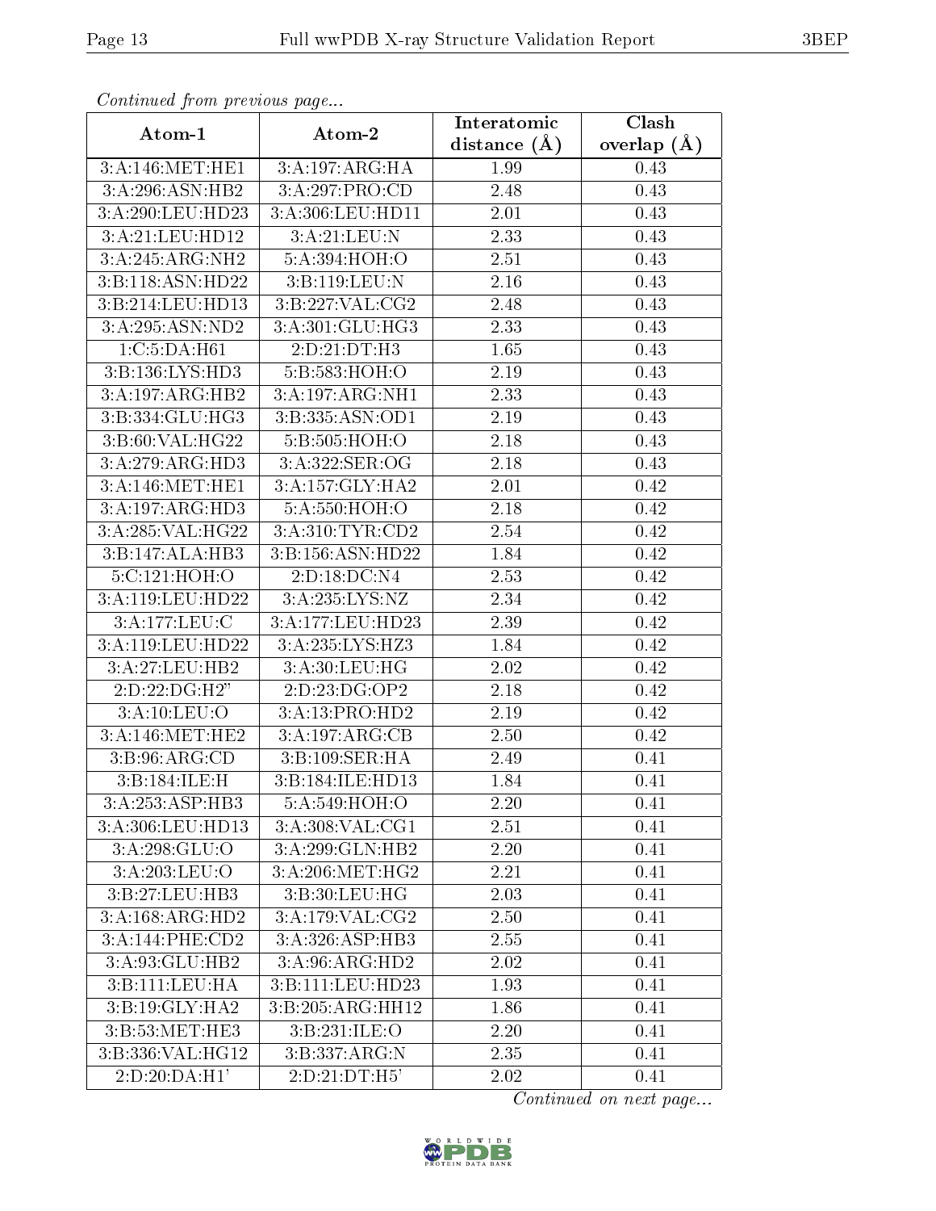*Continued from previous page...*

| Atom-1 | Atom-2 | Interatomic distance (Å) | Clash overlap (Å) |
|---|---|---|---|
| 3:A:146:MET:HE1 | 3:A:197:ARG:HA | 1.99 | 0.43 |
| 3:A:296:ASN:HB2 | 3:A:297:PRO:CD | 2.48 | 0.43 |
| 3:A:290:LEU:HD23 | 3:A:306:LEU:HD11 | 2.01 | 0.43 |
| 3:A:21:LEU:HD12 | 3:A:21:LEU:N | 2.33 | 0.43 |
| 3:A:245:ARG:NH2 | 5:A:394:HOH:O | 2.51 | 0.43 |
| 3:B:118:ASN:HD22 | 3:B:119:LEU:N | 2.16 | 0.43 |
| 3:B:214:LEU:HD13 | 3:B:227:VAL:CG2 | 2.48 | 0.43 |
| 3:A:295:ASN:ND2 | 3:A:301:GLU:HG3 | 2.33 | 0.43 |
| 1:C:5:DA:H61 | 2:D:21:DT:H3 | 1.65 | 0.43 |
| 3:B:136:LYS:HD3 | 5:B:583:HOH:O | 2.19 | 0.43 |
| 3:A:197:ARG:HB2 | 3:A:197:ARG:NH1 | 2.33 | 0.43 |
| 3:B:334:GLU:HG3 | 3:B:335:ASN:OD1 | 2.19 | 0.43 |
| 3:B:60:VAL:HG22 | 5:B:505:HOH:O | 2.18 | 0.43 |
| 3:A:279:ARG:HD3 | 3:A:322:SER:OG | 2.18 | 0.43 |
| 3:A:146:MET:HE1 | 3:A:157:GLY:HA2 | 2.01 | 0.42 |
| 3:A:197:ARG:HD3 | 5:A:550:HOH:O | 2.18 | 0.42 |
| 3:A:285:VAL:HG22 | 3:A:310:TYR:CD2 | 2.54 | 0.42 |
| 3:B:147:ALA:HB3 | 3:B:156:ASN:HD22 | 1.84 | 0.42 |
| 5:C:121:HOH:O | 2:D:18:DC:N4 | 2.53 | 0.42 |
| 3:A:119:LEU:HD22 | 3:A:235:LYS:NZ | 2.34 | 0.42 |
| 3:A:177:LEU:C | 3:A:177:LEU:HD23 | 2.39 | 0.42 |
| 3:A:119:LEU:HD22 | 3:A:235:LYS:HZ3 | 1.84 | 0.42 |
| 3:A:27:LEU:HB2 | 3:A:30:LEU:HG | 2.02 | 0.42 |
| 2:D:22:DG:H2" | 2:D:23:DG:OP2 | 2.18 | 0.42 |
| 3:A:10:LEU:O | 3:A:13:PRO:HD2 | 2.19 | 0.42 |
| 3:A:146:MET:HE2 | 3:A:197:ARG:CB | 2.50 | 0.42 |
| 3:B:96:ARG:CD | 3:B:109:SER:HA | 2.49 | 0.41 |
| 3:B:184:ILE:H | 3:B:184:ILE:HD13 | 1.84 | 0.41 |
| 3:A:253:ASP:HB3 | 5:A:549:HOH:O | 2.20 | 0.41 |
| 3:A:306:LEU:HD13 | 3:A:308:VAL:CG1 | 2.51 | 0.41 |
| 3:A:298:GLU:O | 3:A:299:GLN:HB2 | 2.20 | 0.41 |
| 3:A:203:LEU:O | 3:A:206:MET:HG2 | 2.21 | 0.41 |
| 3:B:27:LEU:HB3 | 3:B:30:LEU:HG | 2.03 | 0.41 |
| 3:A:168:ARG:HD2 | 3:A:179:VAL:CG2 | 2.50 | 0.41 |
| 3:A:144:PHE:CD2 | 3:A:326:ASP:HB3 | 2.55 | 0.41 |
| 3:A:93:GLU:HB2 | 3:A:96:ARG:HD2 | 2.02 | 0.41 |
| 3:B:111:LEU:HA | 3:B:111:LEU:HD23 | 1.93 | 0.41 |
| 3:B:19:GLY:HA2 | 3:B:205:ARG:HH12 | 1.86 | 0.41 |
| 3:B:53:MET:HE3 | 3:B:231:ILE:O | 2.20 | 0.41 |
| 3:B:336:VAL:HG12 | 3:B:337:ARG:N | 2.35 | 0.41 |
| 2:D:20:DA:H1' | 2:D:21:DT:H5' | 2.02 | 0.41 |

*Continued on next page...*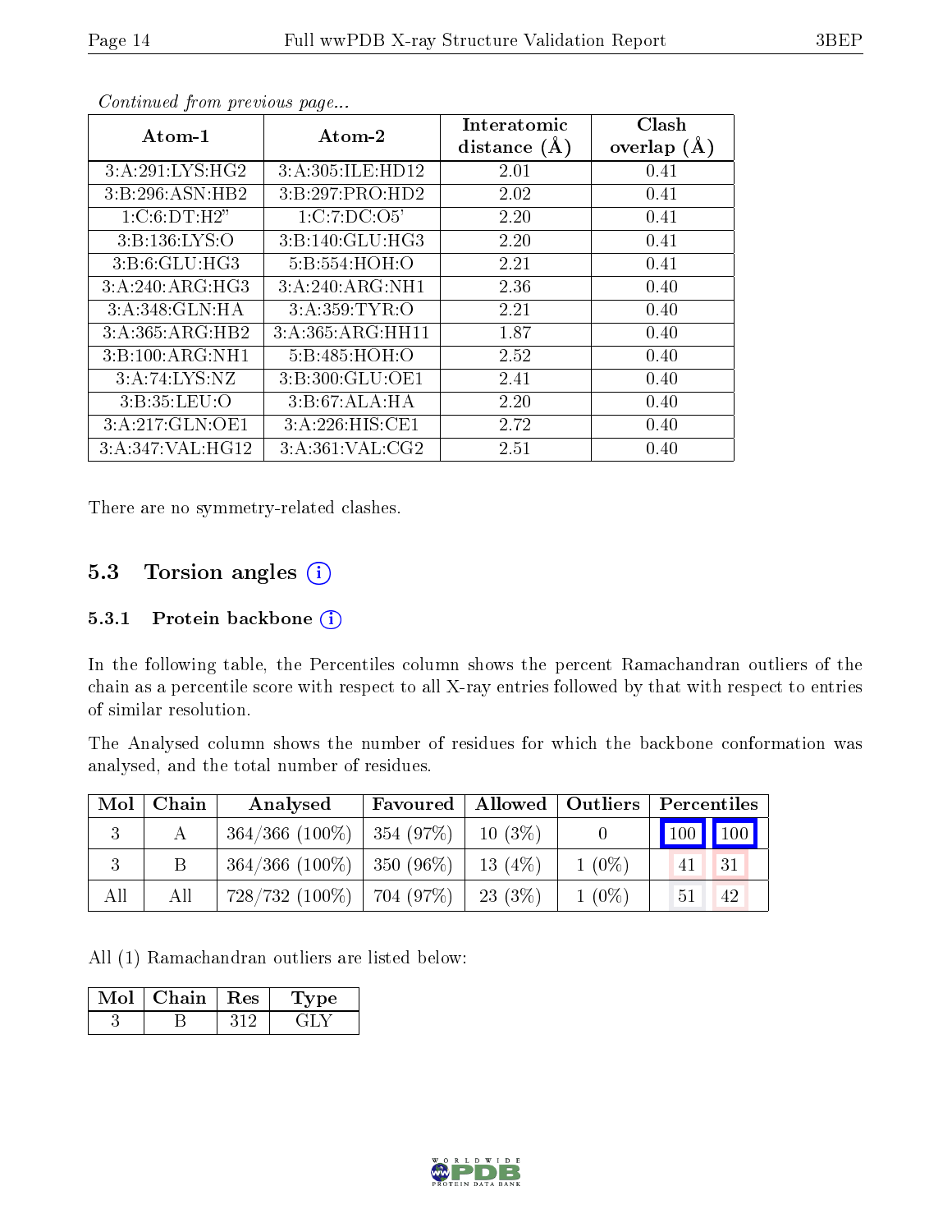*Continued from previous page...*

| Atom-1 | Atom-2 | Interatomic distance (Å) | Clash overlap (Å) |
|---|---|---|---|
| 3:A:291:LYS:HG2 | 3:A:305:ILE:HD12 | 2.01 | 0.41 |
| 3:B:296:ASN:HB2 | 3:B:297:PRO:HD2 | 2.02 | 0.41 |
| 1:C:6:DT:H2" | 1:C:7:DC:O5' | 2.20 | 0.41 |
| 3:B:136:LYS:O | 3:B:140:GLU:HG3 | 2.20 | 0.41 |
| 3:B:6:GLU:HG3 | 5:B:554:HOH:O | 2.21 | 0.41 |
| 3:A:240:ARG:HG3 | 3:A:240:ARG:NH1 | 2.36 | 0.40 |
| 3:A:348:GLN:HA | 3:A:359:TYR:O | 2.21 | 0.40 |
| 3:A:365:ARG:HB2 | 3:A:365:ARG:HH11 | 1.87 | 0.40 |
| 3:B:100:ARG:NH1 | 5:B:485:HOH:O | 2.52 | 0.40 |
| 3:A:74:LYS:NZ | 3:B:300:GLU:OE1 | 2.41 | 0.40 |
| 3:B:35:LEU:O | 3:B:67:ALA:HA | 2.20 | 0.40 |
| 3:A:217:GLN:OE1 | 3:A:226:HIS:CE1 | 2.72 | 0.40 |
| 3:A:347:VAL:HG12 | 3:A:361:VAL:CG2 | 2.51 | 0.40 |

There are no symmetry-related clashes.

## 5.3 Torsion angles

### 5.3.1 Protein backbone

In the following table, the Percentiles column shows the percent Ramachandran outliers of the chain as a percentile score with respect to all X-ray entries followed by that with respect to entries of similar resolution.

The Analysed column shows the number of residues for which the backbone conformation was analysed, and the total number of residues.

| Mol | Chain | Analysed | Favoured | Allowed | Outliers | Percentiles | |
|---|---|---|---|---|---|---|---|
| 3 | A | 364/366 (100%) | 354 (97%) | 10 (3%) | 0 | 100 | 100 |
| 3 | B | 364/366 (100%) | 350 (96%) | 13 (4%) | 1 (0%) | 41 | 31 |
| All | All | 728/732 (100%) | 704 (97%) | 23 (3%) | 1 (0%) | 51 | 42 |

All (1) Ramachandran outliers are listed below:

| Mol | Chain | Res | Type |
|---|---|---|---|
| 3 | B | 312 | GLY |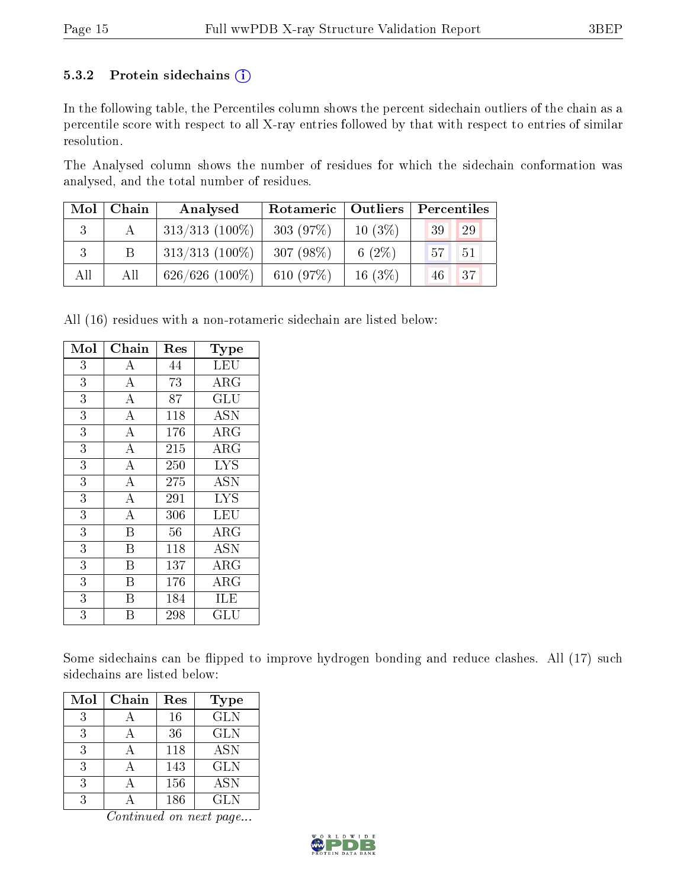### 5.3.2 Protein sidechains (i)

In the following table, the Percentiles column shows the percent sidechain outliers of the chain as a percentile score with respect to all X-ray entries followed by that with respect to entries of similar resolution.

The Analysed column shows the number of residues for which the sidechain conformation was analysed, and the total number of residues.

| Mol | Chain | Analysed | Rotameric | Outliers | Percentiles | |
|---|---|---|---|---|---|---|
| 3 | A | 313/313 (100%) | 303 (97%) | 10 (3%) | 39 | 29 |
| 3 | B | 313/313 (100%) | 307 (98%) | 6 (2%) | 57 | 51 |
| All | All | 626/626 (100%) | 610 (97%) | 16 (3%) | 46 | 37 |

All (16) residues with a non-rotameric sidechain are listed below:

| Mol | Chain | Res | Type |
|---|---|---|---|
| 3 | A | 44 | LEU |
| 3 | A | 73 | ARG |
| 3 | A | 87 | GLU |
| 3 | A | 118 | ASN |
| 3 | A | 176 | ARG |
| 3 | A | 215 | ARG |
| 3 | A | 250 | LYS |
| 3 | A | 275 | ASN |
| 3 | A | 291 | LYS |
| 3 | A | 306 | LEU |
| 3 | B | 56 | ARG |
| 3 | B | 118 | ASN |
| 3 | B | 137 | ARG |
| 3 | B | 176 | ARG |
| 3 | B | 184 | ILE |
| 3 | B | 298 | GLU |

Some sidechains can be flipped to improve hydrogen bonding and reduce clashes. All (17) such sidechains are listed below:

| Mol | Chain | Res | Type |
|---|---|---|---|
| 3 | A | 16 | GLN |
| 3 | A | 36 | GLN |
| 3 | A | 118 | ASN |
| 3 | A | 143 | GLN |
| 3 | A | 156 | ASN |
| 3 | A | 186 | GLN |

*Continued on next page...*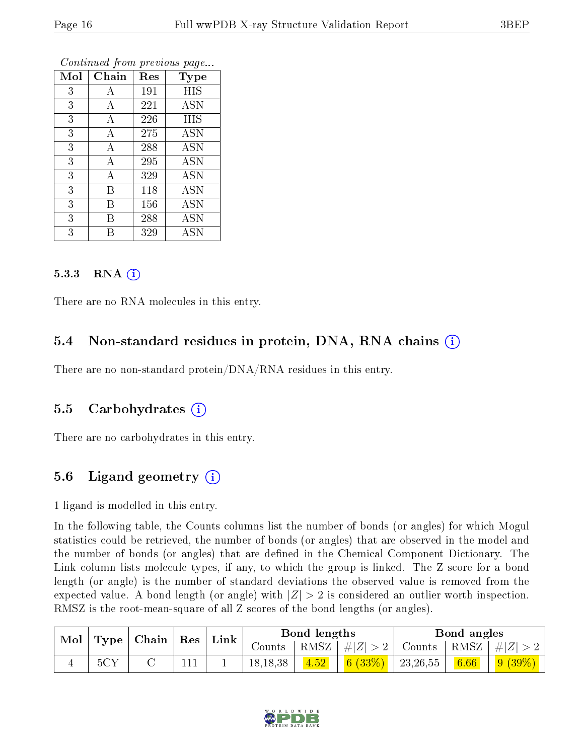*Continued from previous page...*

| Mol | Chain | Res | Type |
|---|---|---|---|
| 3 | A | 191 | HIS |
| 3 | A | 221 | ASN |
| 3 | A | 226 | HIS |
| 3 | A | 275 | ASN |
| 3 | A | 288 | ASN |
| 3 | A | 295 | ASN |
| 3 | A | 329 | ASN |
| 3 | B | 118 | ASN |
| 3 | B | 156 | ASN |
| 3 | B | 288 | ASN |
| 3 | B | 329 | ASN |

#### 5.3.3 RNA (i)

There are no RNA molecules in this entry.

### 5.4 Non-standard residues in protein, DNA, RNA chains (i)

There are no non-standard protein/DNA/RNA residues in this entry.

### 5.5 Carbohydrates (i)

There are no carbohydrates in this entry.

### 5.6 Ligand geometry (i)

1 ligand is modelled in this entry.

In the following table, the Counts columns list the number of bonds (or angles) for which Mogul statistics could be retrieved, the number of bonds (or angles) that are observed in the model and the number of bonds (or angles) that are defined in the Chemical Component Dictionary. The Link column lists molecule types, if any, to which the group is linked. The Z score for a bond length (or angle) is the number of standard deviations the observed value is removed from the expected value. A bond length (or angle) with $|Z| > 2$ is considered an outlier worth inspection. RMSZ is the root-mean-square of all Z scores of the bond lengths (or angles).

| Mol | Type | Chain | Res | Link | Bond lengths | | | Bond angles | | |
|---|---|---|---|---|---|---|---|---|---|---|
| | | | | | Counts | RMSZ | $\#\|Z\| > 2$ | Counts | RMSZ | $\#\|Z\| > 2$ |
| 4 | 5CY | C | 111 | 1 | 18,18,38 | 4.52 | 6 (33%) | 23,26,55 | 6.66 | 9 (39%) |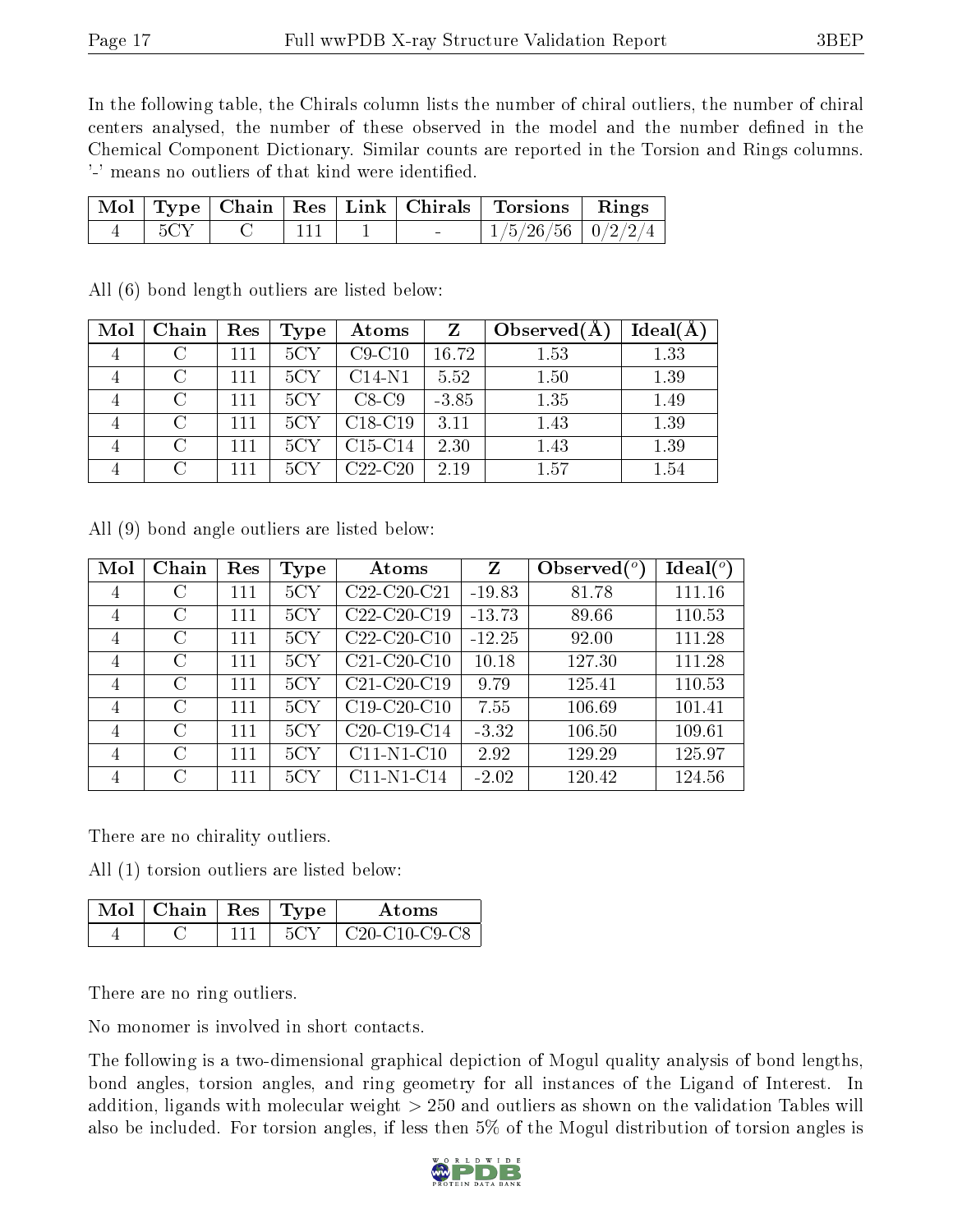In the following table, the Chirals column lists the number of chiral outliers, the number of chiral centers analysed, the number of these observed in the model and the number defined in the Chemical Component Dictionary. Similar counts are reported in the Torsion and Rings columns. '-' means no outliers of that kind were identified.

| Mol | Type | Chain | Res | Link | Chirals | Torsions | Rings |
|---|---|---|---|---|---|---|---|
| 4 | 5CY | C | 111 | 1 | - | 1/5/26/56 | 0/2/2/4 |

All (6) bond length outliers are listed below:

| Mol | Chain | Res | Type | Atoms | Z | Observed(Å) | Ideal(Å) |
|---|---|---|---|---|---|---|---|
| 4 | C | 111 | 5CY | C9-C10 | 16.72 | 1.53 | 1.33 |
| 4 | C | 111 | 5CY | C14-N1 | 5.52 | 1.50 | 1.39 |
| 4 | C | 111 | 5CY | C8-C9 | -3.85 | 1.35 | 1.49 |
| 4 | C | 111 | 5CY | C18-C19 | 3.11 | 1.43 | 1.39 |
| 4 | C | 111 | 5CY | C15-C14 | 2.30 | 1.43 | 1.39 |
| 4 | C | 111 | 5CY | C22-C20 | 2.19 | 1.57 | 1.54 |

All (9) bond angle outliers are listed below:

| Mol | Chain | Res | Type | Atoms | Z | Observed(°) | Ideal(°) |
|---|---|---|---|---|---|---|---|
| 4 | C | 111 | 5CY | C22-C20-C21 | -19.83 | 81.78 | 111.16 |
| 4 | C | 111 | 5CY | C22-C20-C19 | -13.73 | 89.66 | 110.53 |
| 4 | C | 111 | 5CY | C22-C20-C10 | -12.25 | 92.00 | 111.28 |
| 4 | C | 111 | 5CY | C21-C20-C10 | 10.18 | 127.30 | 111.28 |
| 4 | C | 111 | 5CY | C21-C20-C19 | 9.79 | 125.41 | 110.53 |
| 4 | C | 111 | 5CY | C19-C20-C10 | 7.55 | 106.69 | 101.41 |
| 4 | C | 111 | 5CY | C20-C19-C14 | -3.32 | 106.50 | 109.61 |
| 4 | C | 111 | 5CY | C11-N1-C10 | 2.92 | 129.29 | 125.97 |
| 4 | C | 111 | 5CY | C11-N1-C14 | -2.02 | 120.42 | 124.56 |

There are no chirality outliers.

All (1) torsion outliers are listed below:

| Mol | Chain | Res | Type | Atoms |
|---|---|---|---|---|
| 4 | C | 111 | 5CY | C20-C10-C9-C8 |

There are no ring outliers.

No monomer is involved in short contacts.

The following is a two-dimensional graphical depiction of Mogul quality analysis of bond lengths, bond angles, torsion angles, and ring geometry for all instances of the Ligand of Interest. In addition, ligands with molecular weight > 250 and outliers as shown on the validation Tables will also be included. For torsion angles, if less then 5% of the Mogul distribution of torsion angles is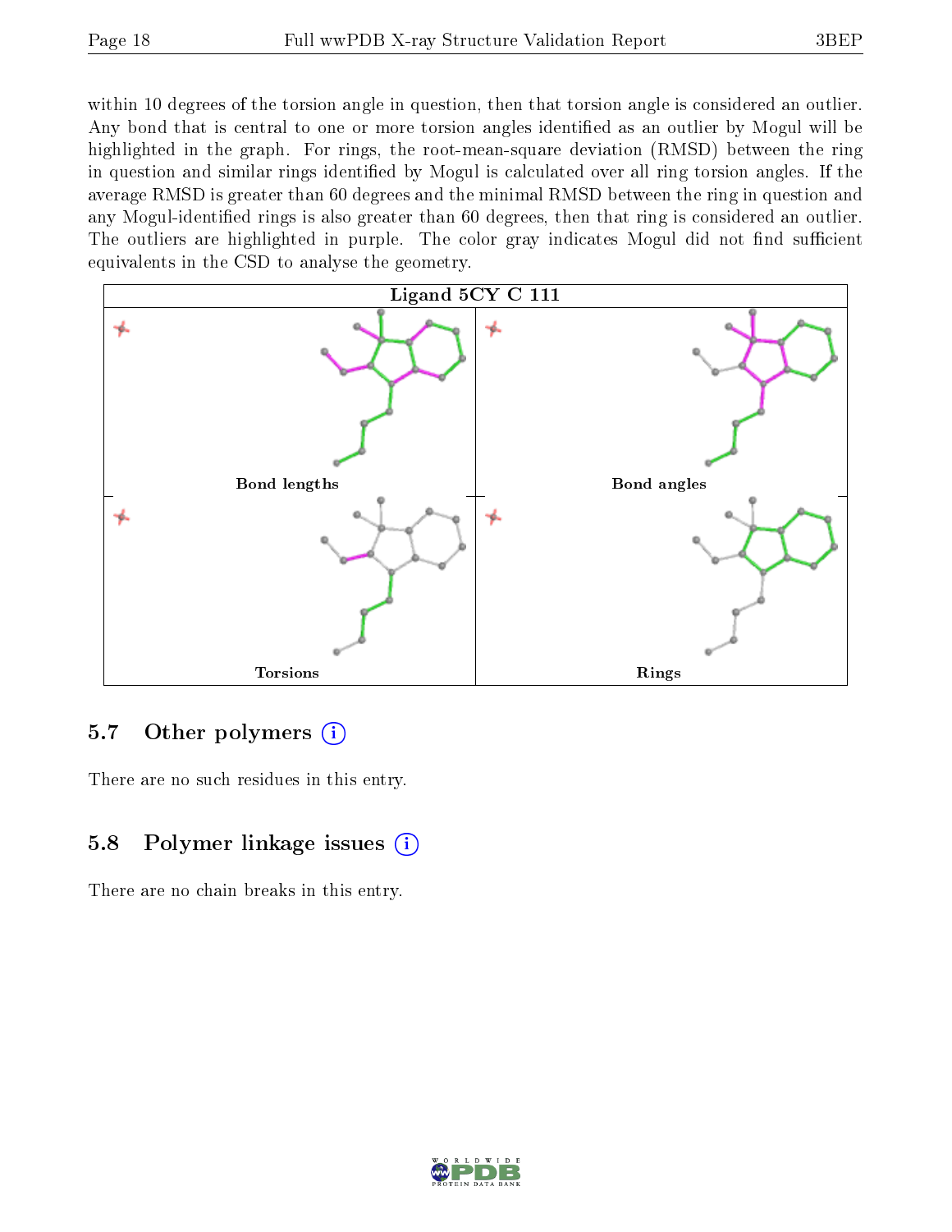within 10 degrees of the torsion angle in question, then that torsion angle is considered an outlier. Any bond that is central to one or more torsion angles identified as an outlier by Mogul will be highlighted in the graph. For rings, the root-mean-square deviation (RMSD) between the ring in question and similar rings identified by Mogul is calculated over all ring torsion angles. If the average RMSD is greater than 60 degrees and the minimal RMSD between the ring in question and any Mogul-identified rings is also greater than 60 degrees, then that ring is considered an outlier. The outliers are highlighted in purple. The color gray indicates Mogul did not find sufficient equivalents in the CSD to analyse the geometry.

**Ligand 5CY C 111**

Bond lengths

Bond angles

Torsions

Rings

## 5.7 Other polymers

There are no such residues in this entry.

## 5.8 Polymer linkage issues

There are no chain breaks in this entry.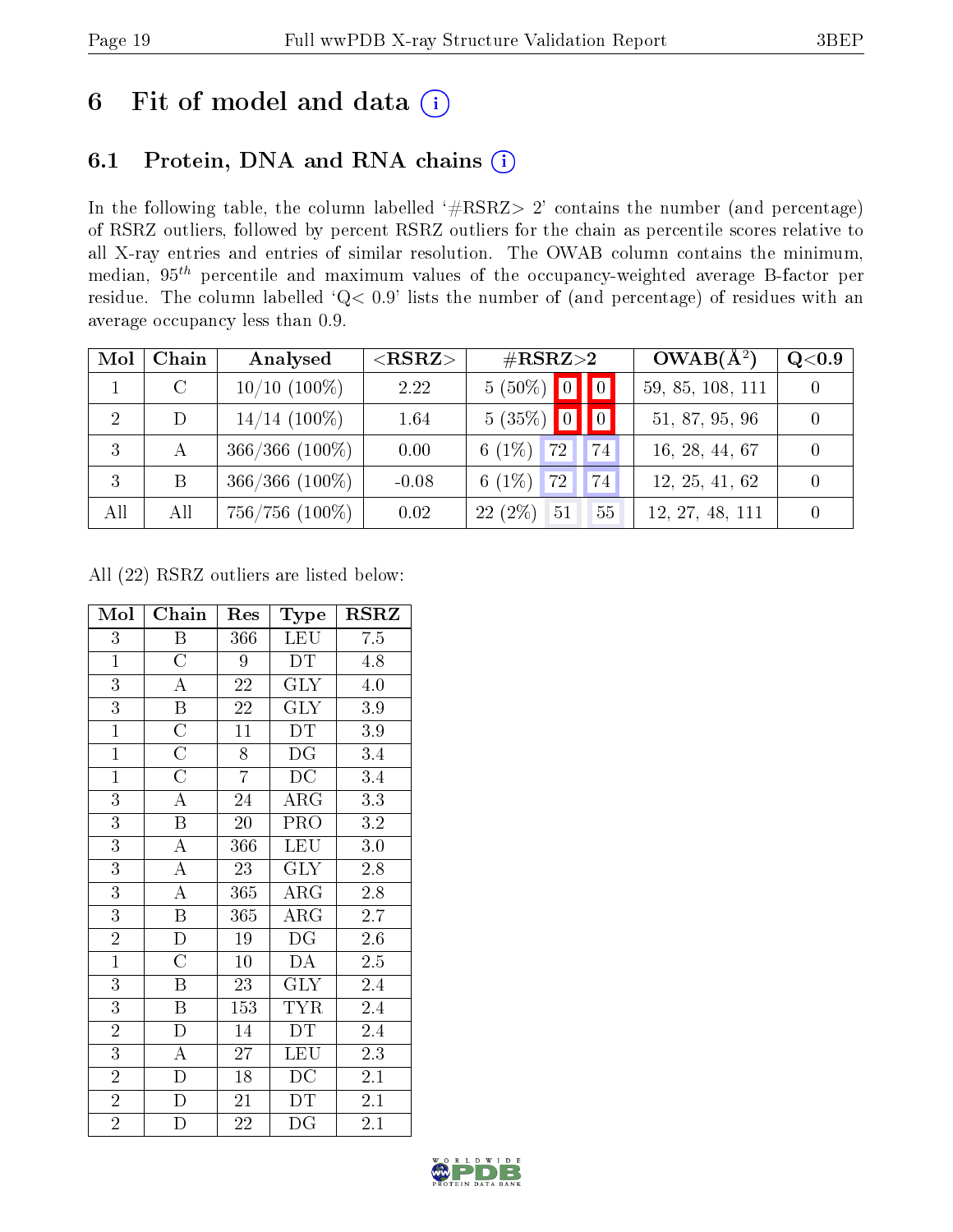# 6 Fit of model and data

## 6.1 Protein, DNA and RNA chains

In the following table, the column labelled '#RSRZ> 2' contains the number (and percentage) of RSRZ outliers, followed by percent RSRZ outliers for the chain as percentile scores relative to all X-ray entries and entries of similar resolution. The OWAB column contains the minimum, median, $95^{th}$ percentile and maximum values of the occupancy-weighted average B-factor per residue. The column labelled 'Q< 0.9' lists the number of (and percentage) of residues with an average occupancy less than 0.9.

| Mol | Chain | Analysed | <RSRZ> | #RSRZ>2 | | | OWAB(Å$^2$) | Q<0.9 |
|---|---|---|---|---|---|---|---|---|
| 1 | C | 10/10 (100%) | 2.22 | 5 (50%) | 0 | 0 | 59, 85, 108, 111 | 0 |
| 2 | D | 14/14 (100%) | 1.64 | 5 (35%) | 0 | 0 | 51, 87, 95, 96 | 0 |
| 3 | A | 366/366 (100%) | 0.00 | 6 (1%) | 72 | 74 | 16, 28, 44, 67 | 0 |
| 3 | B | 366/366 (100%) | -0.08 | 6 (1%) | 72 | 74 | 12, 25, 41, 62 | 0 |
| All | All | 756/756 (100%) | 0.02 | 22 (2%) | 51 | 55 | 12, 27, 48, 111 | 0 |

All (22) RSRZ outliers are listed below:

| Mol | Chain | Res | Type | RSRZ |
|---|---|---|---|---|
| 3 | B | 366 | LEU | 7.5 |
| 1 | C | 9 | DT | 4.8 |
| 3 | A | 22 | GLY | 4.0 |
| 3 | B | 22 | GLY | 3.9 |
| 1 | C | 11 | DT | 3.9 |
| 1 | C | 8 | DG | 3.4 |
| 1 | C | 7 | DC | 3.4 |
| 3 | A | 24 | ARG | 3.3 |
| 3 | B | 20 | PRO | 3.2 |
| 3 | A | 366 | LEU | 3.0 |
| 3 | A | 23 | GLY | 2.8 |
| 3 | A | 365 | ARG | 2.8 |
| 3 | B | 365 | ARG | 2.7 |
| 2 | D | 19 | DG | 2.6 |
| 1 | C | 10 | DA | 2.5 |
| 3 | B | 23 | GLY | 2.4 |
| 3 | B | 153 | TYR | 2.4 |
| 2 | D | 14 | DT | 2.4 |
| 3 | A | 27 | LEU | 2.3 |
| 2 | D | 18 | DC | 2.1 |
| 2 | D | 21 | DT | 2.1 |
| 2 | D | 22 | DG | 2.1 |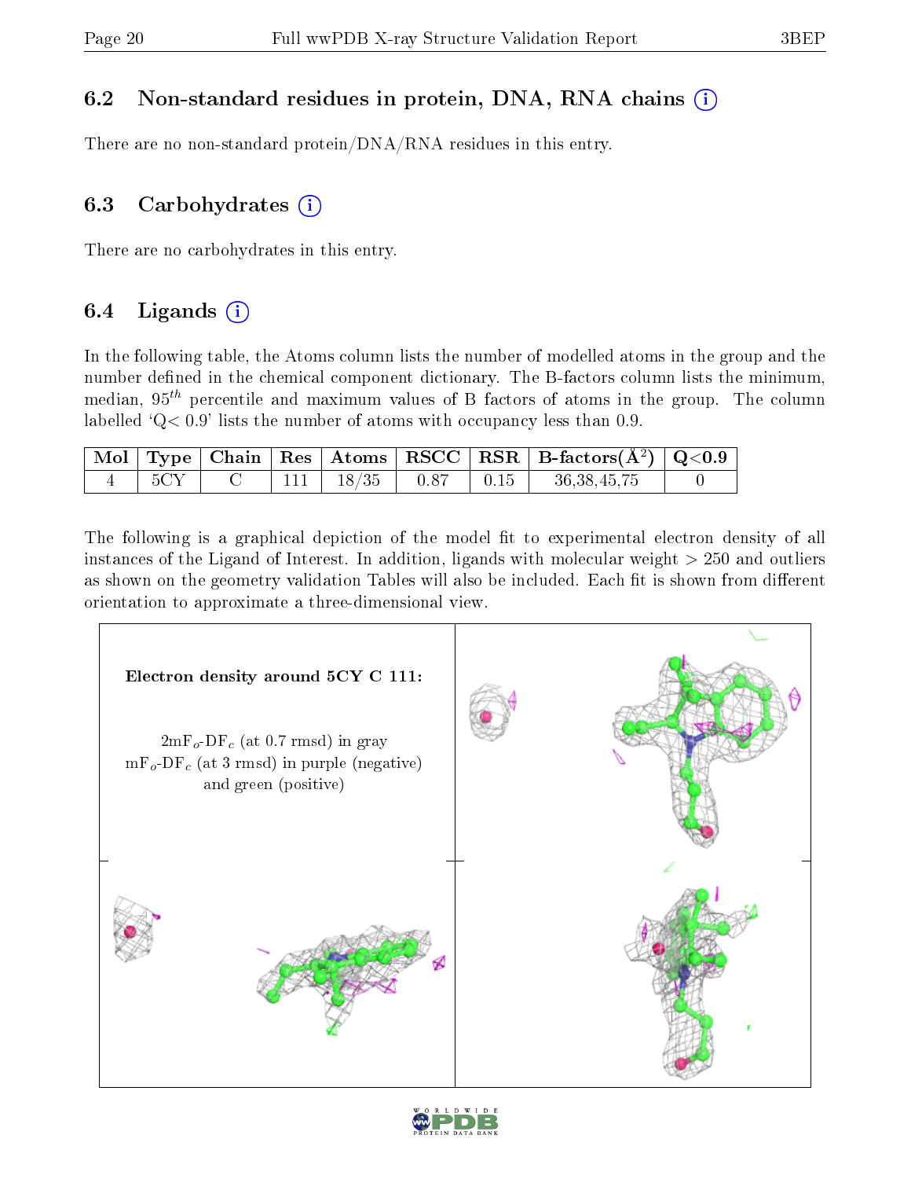## 6.2 Non-standard residues in protein, DNA, RNA chains

There are no non-standard protein/DNA/RNA residues in this entry.

## 6.3 Carbohydrates

There are no carbohydrates in this entry.

## 6.4 Ligands

In the following table, the Atoms column lists the number of modelled atoms in the group and the number defined in the chemical component dictionary. The B-factors column lists the minimum, median, $95^{th}$ percentile and maximum values of B factors of atoms in the group. The column labelled 'Q< 0.9' lists the number of atoms with occupancy less than 0.9.

| Mol | Type | Chain | Res | Atoms | RSCC | RSR | B-factors($Å^2$) | Q<0.9 |
|---|---|---|---|---|---|---|---|---|
| 4 | 5CY | C | 111 | 18/35 | 0.87 | 0.15 | 36,38,45,75 | 0 |

The following is a graphical depiction of the model fit to experimental electron density of all instances of the Ligand of Interest. In addition, ligands with molecular weight > 250 and outliers as shown on the geometry validation Tables will also be included. Each fit is shown from different orientation to approximate a three-dimensional view.

**Electron density around 5CY C 111:**

$2mF_o$-$DF_c$ (at 0.7 rmsd) in gray
$mF_o$-$DF_c$ (at 3 rmsd) in purple (negative) and green (positive)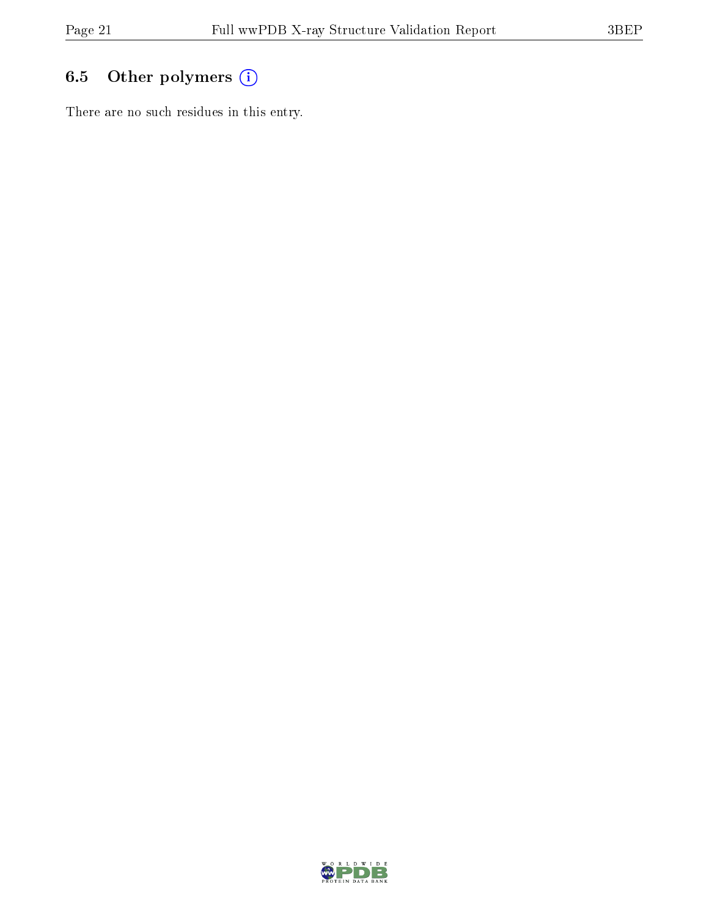## 6.5 Other polymers

There are no such residues in this entry.